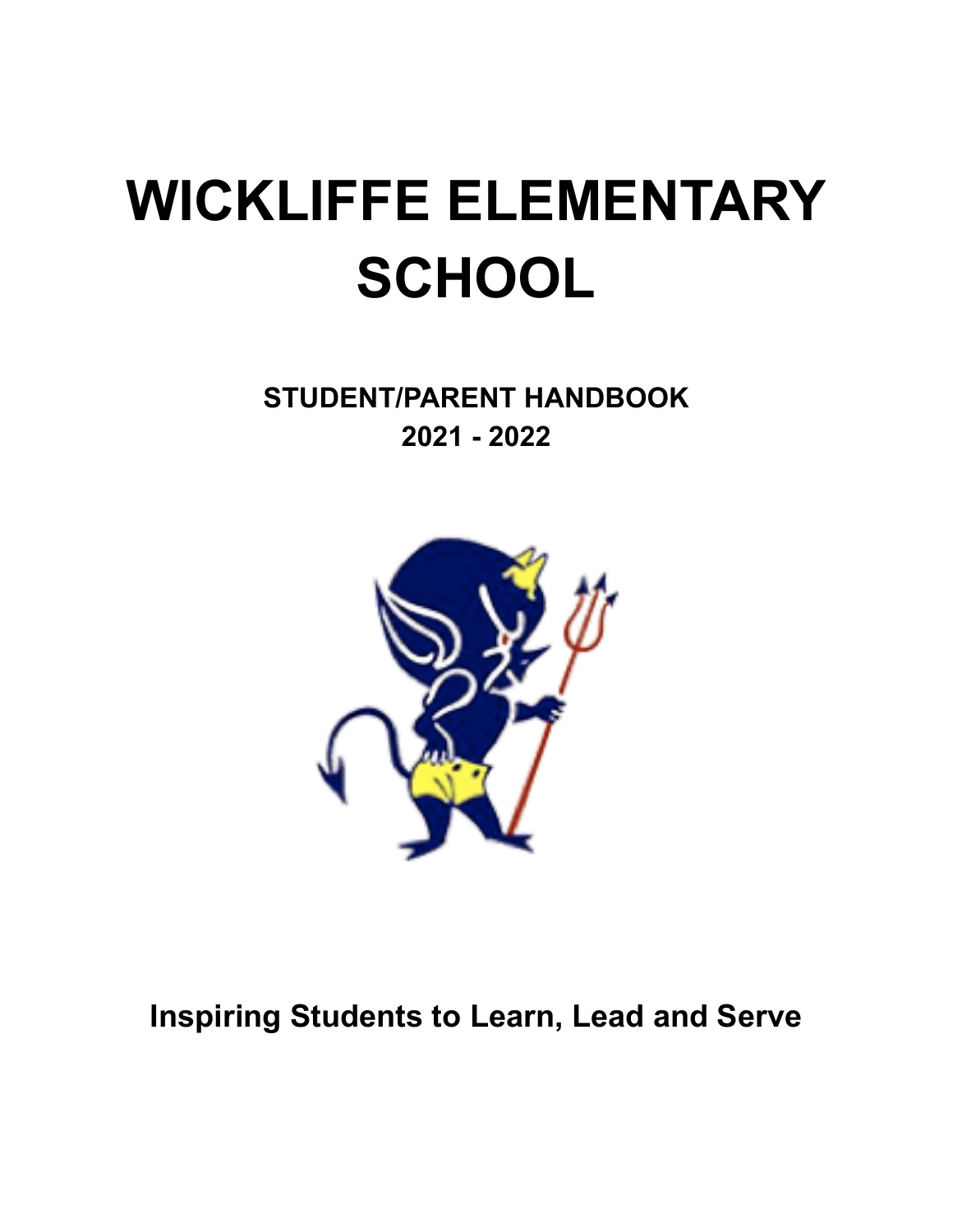# WICKLIFFE ELEMENTARY SCHOOL

**STUDENT/PARENT HANDBOOK**
**2021 - 2022**

**Inspiring Students to Learn, Lead and Serve**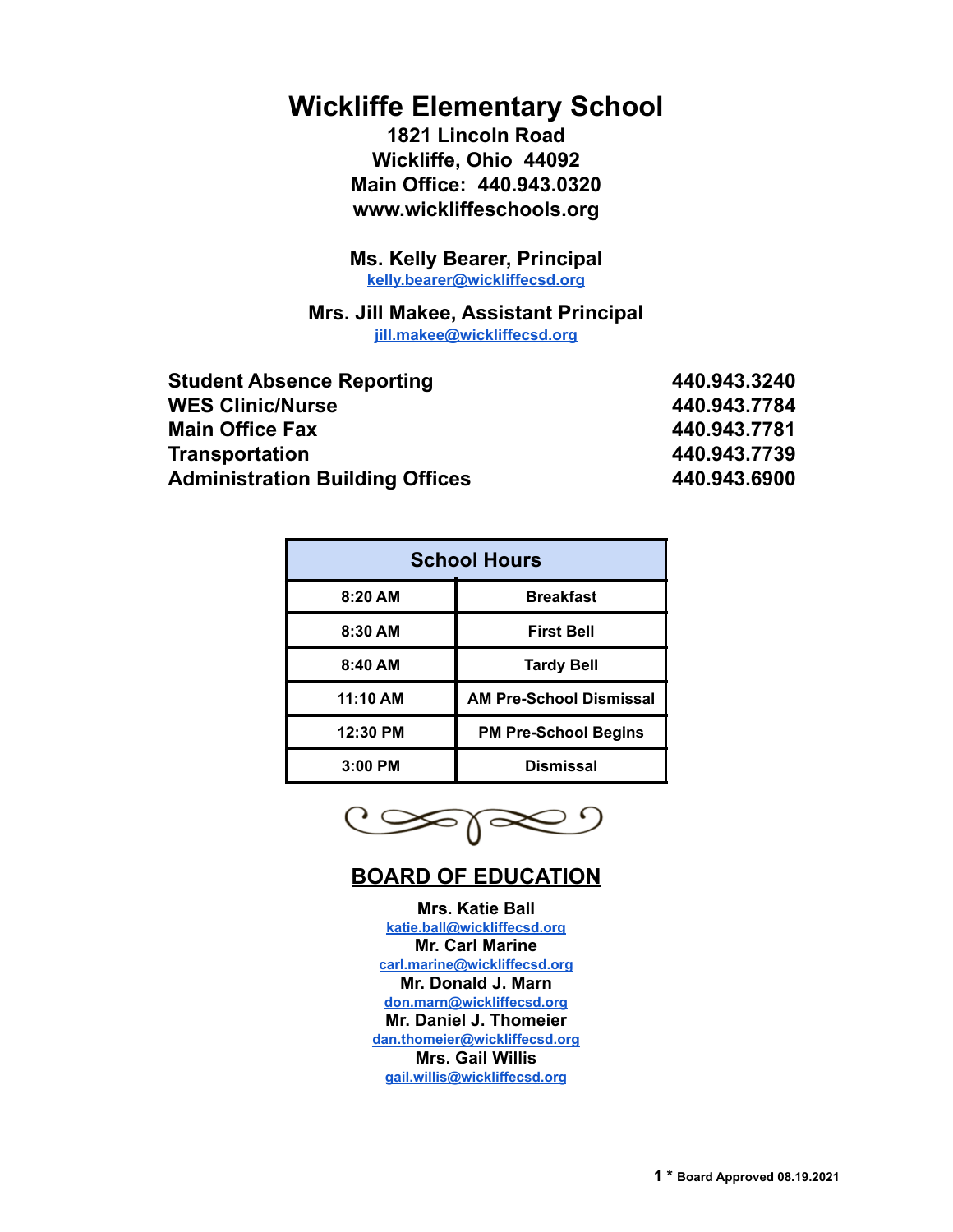# Wickliffe Elementary School

**1821 Lincoln Road**
**Wickliffe, Ohio 44092**
**Main Office: 440.943.0320**
**www.wickliffeschools.org**

**Ms. Kelly Bearer, Principal**
kelly.bearer@wickliffecsd.org

**Mrs. Jill Makee, Assistant Principal**
jill.makee@wickliffecsd.org

| | |
|---|---|
| **Student Absence Reporting** | **440.943.3240** |
| **WES Clinic/Nurse** | **440.943.7784** |
| **Main Office Fax** | **440.943.7781** |
| **Transportation** | **440.943.7739** |
| **Administration Building Offices** | **440.943.6900** |

| School Hours | |
|---|---|
| 8:20 AM | Breakfast |
| 8:30 AM | First Bell |
| 8:40 AM | Tardy Bell |
| 11:10 AM | AM Pre-School Dismissal |
| 12:30 PM | PM Pre-School Begins |
| 3:00 PM | Dismissal |

## BOARD OF EDUCATION

**Mrs. Katie Ball**
katie.ball@wickliffecsd.org
**Mr. Carl Marine**
carl.marine@wickliffecsd.org
**Mr. Donald J. Marn**
don.marn@wickliffecsd.org
**Mr. Daniel J. Thomeier**
dan.thomeier@wickliffecsd.org
**Mrs. Gail Willis**
gail.willis@wickliffecsd.org

* Board Approved 08.19.2021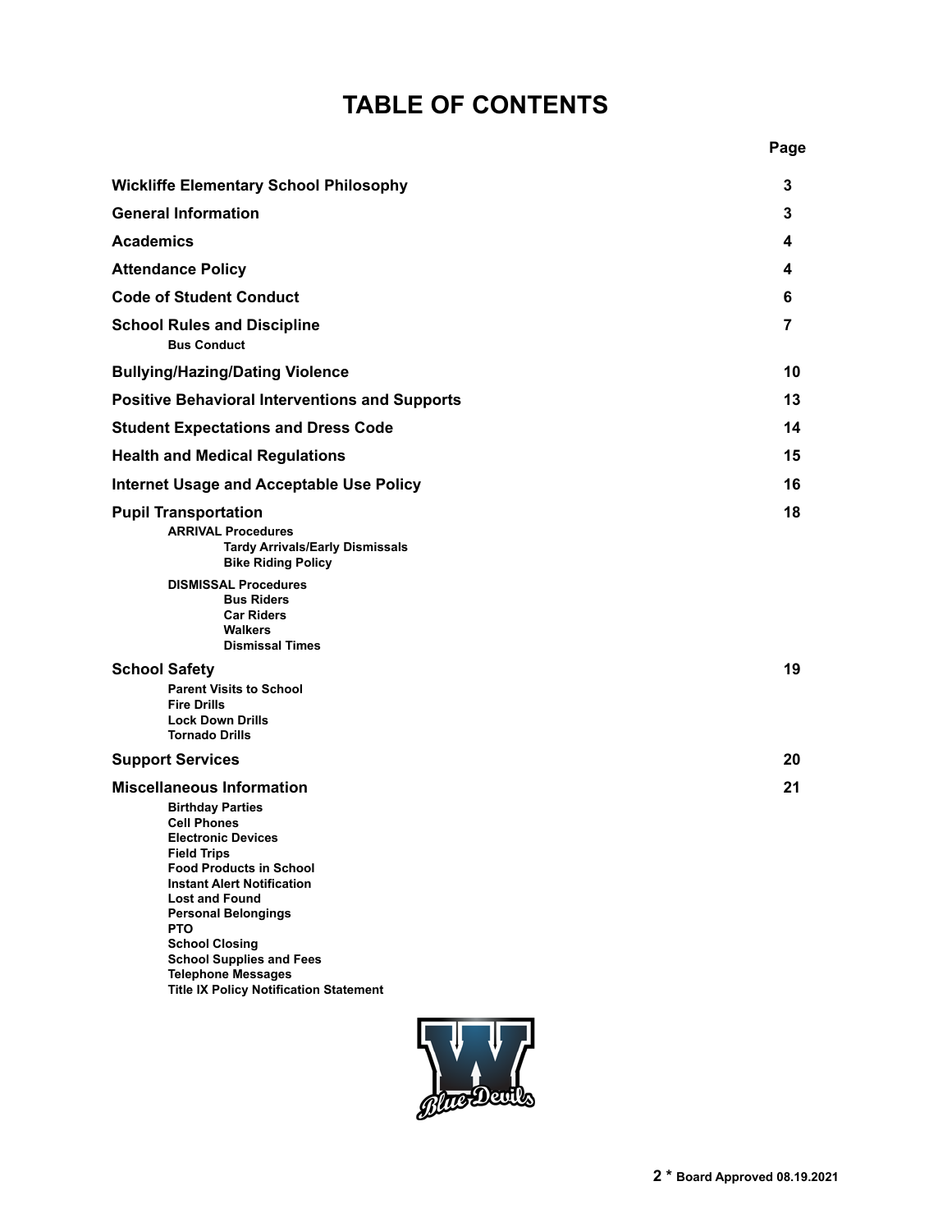# TABLE OF CONTENTS

| | Page |
|---|---|
| **Wickliffe Elementary School Philosophy** | 3 |
| **General Information** | 3 |
| **Academics** | 4 |
| **Attendance Policy** | 4 |
| **Code of Student Conduct** | 6 |
| **School Rules and Discipline** | 7 |
| Bus Conduct | |
| **Bullying/Hazing/Dating Violence** | 10 |
| **Positive Behavioral Interventions and Supports** | 13 |
| **Student Expectations and Dress Code** | 14 |
| **Health and Medical Regulations** | 15 |
| **Internet Usage and Acceptable Use Policy** | 16 |
| **Pupil Transportation** | 18 |
| ARRIVAL Procedures | |
| Tardy Arrivals/Early Dismissals | |
| Bike Riding Policy | |
| DISMISSAL Procedures | |
| Bus Riders | |
| Car Riders | |
| Walkers | |
| Dismissal Times | |
| **School Safety** | 19 |
| Parent Visits to School | |
| Fire Drills | |
| Lock Down Drills | |
| Tornado Drills | |
| **Support Services** | 20 |
| **Miscellaneous Information** | 21 |
| Birthday Parties | |
| Cell Phones | |
| Electronic Devices | |
| Field Trips | |
| Food Products in School | |
| Instant Alert Notification | |
| Lost and Found | |
| Personal Belongings | |
| PTO | |
| School Closing | |
| School Supplies and Fees | |
| Telephone Messages | |
| Title IX Policy Notification Statement | |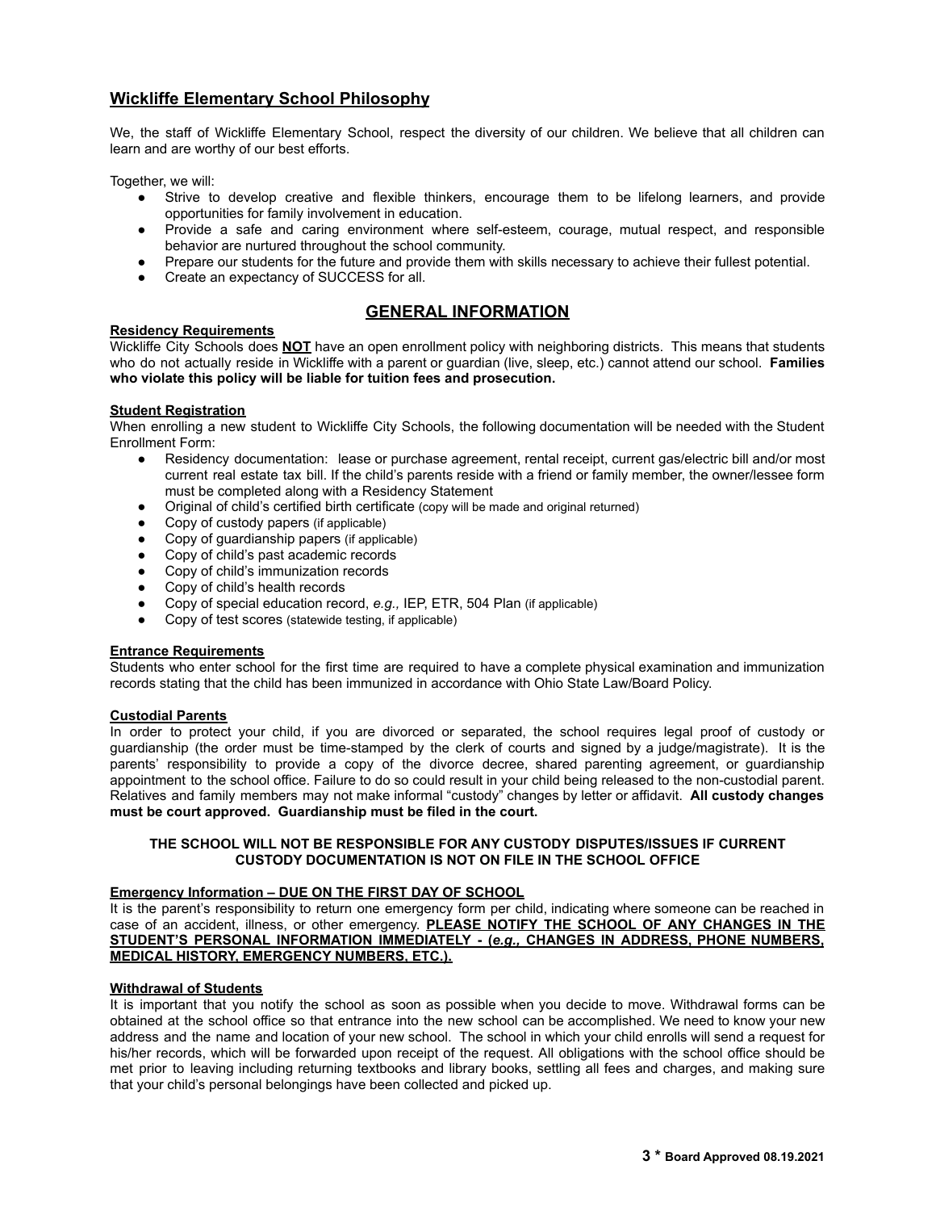## Wickliffe Elementary School Philosophy

We, the staff of Wickliffe Elementary School, respect the diversity of our children. We believe that all children can learn and are worthy of our best efforts.

Together, we will:

- Strive to develop creative and flexible thinkers, encourage them to be lifelong learners, and provide opportunities for family involvement in education.
- Provide a safe and caring environment where self-esteem, courage, mutual respect, and responsible behavior are nurtured throughout the school community.
- Prepare our students for the future and provide them with skills necessary to achieve their fullest potential.
- Create an expectancy of SUCCESS for all.

## GENERAL INFORMATION

**Residency Requirements**

Wickliffe City Schools does **NOT** have an open enrollment policy with neighboring districts. This means that students who do not actually reside in Wickliffe with a parent or guardian (live, sleep, etc.) cannot attend our school. **Families who violate this policy will be liable for tuition fees and prosecution.**

**Student Registration**

When enrolling a new student to Wickliffe City Schools, the following documentation will be needed with the Student Enrollment Form:

- Residency documentation: lease or purchase agreement, rental receipt, current gas/electric bill and/or most current real estate tax bill. If the child's parents reside with a friend or family member, the owner/lessee form must be completed along with a Residency Statement
- Original of child's certified birth certificate (copy will be made and original returned)
- Copy of custody papers (if applicable)
- Copy of guardianship papers (if applicable)
- Copy of child's past academic records
- Copy of child's immunization records
- Copy of child's health records
- Copy of special education record, *e.g.,* IEP, ETR, 504 Plan (if applicable)
- Copy of test scores (statewide testing, if applicable)

**Entrance Requirements**

Students who enter school for the first time are required to have a complete physical examination and immunization records stating that the child has been immunized in accordance with Ohio State Law/Board Policy.

**Custodial Parents**

In order to protect your child, if you are divorced or separated, the school requires legal proof of custody or guardianship (the order must be time-stamped by the clerk of courts and signed by a judge/magistrate). It is the parents' responsibility to provide a copy of the divorce decree, shared parenting agreement, or guardianship appointment to the school office. Failure to do so could result in your child being released to the non-custodial parent. Relatives and family members may not make informal "custody" changes by letter or affidavit. **All custody changes must be court approved. Guardianship must be filed in the court.**

**THE SCHOOL WILL NOT BE RESPONSIBLE FOR ANY CUSTODY DISPUTES/ISSUES IF CURRENT CUSTODY DOCUMENTATION IS NOT ON FILE IN THE SCHOOL OFFICE**

**Emergency Information – DUE ON THE FIRST DAY OF SCHOOL**

It is the parent's responsibility to return one emergency form per child, indicating where someone can be reached in case of an accident, illness, or other emergency. **PLEASE NOTIFY THE SCHOOL OF ANY CHANGES IN THE STUDENT'S PERSONAL INFORMATION IMMEDIATELY - (*e.g.,* CHANGES IN ADDRESS, PHONE NUMBERS, MEDICAL HISTORY, EMERGENCY NUMBERS, ETC.).**

**Withdrawal of Students**

It is important that you notify the school as soon as possible when you decide to move. Withdrawal forms can be obtained at the school office so that entrance into the new school can be accomplished. We need to know your new address and the name and location of your new school. The school in which your child enrolls will send a request for his/her records, which will be forwarded upon receipt of the request. All obligations with the school office should be met prior to leaving including returning textbooks and library books, settling all fees and charges, and making sure that your child's personal belongings have been collected and picked up.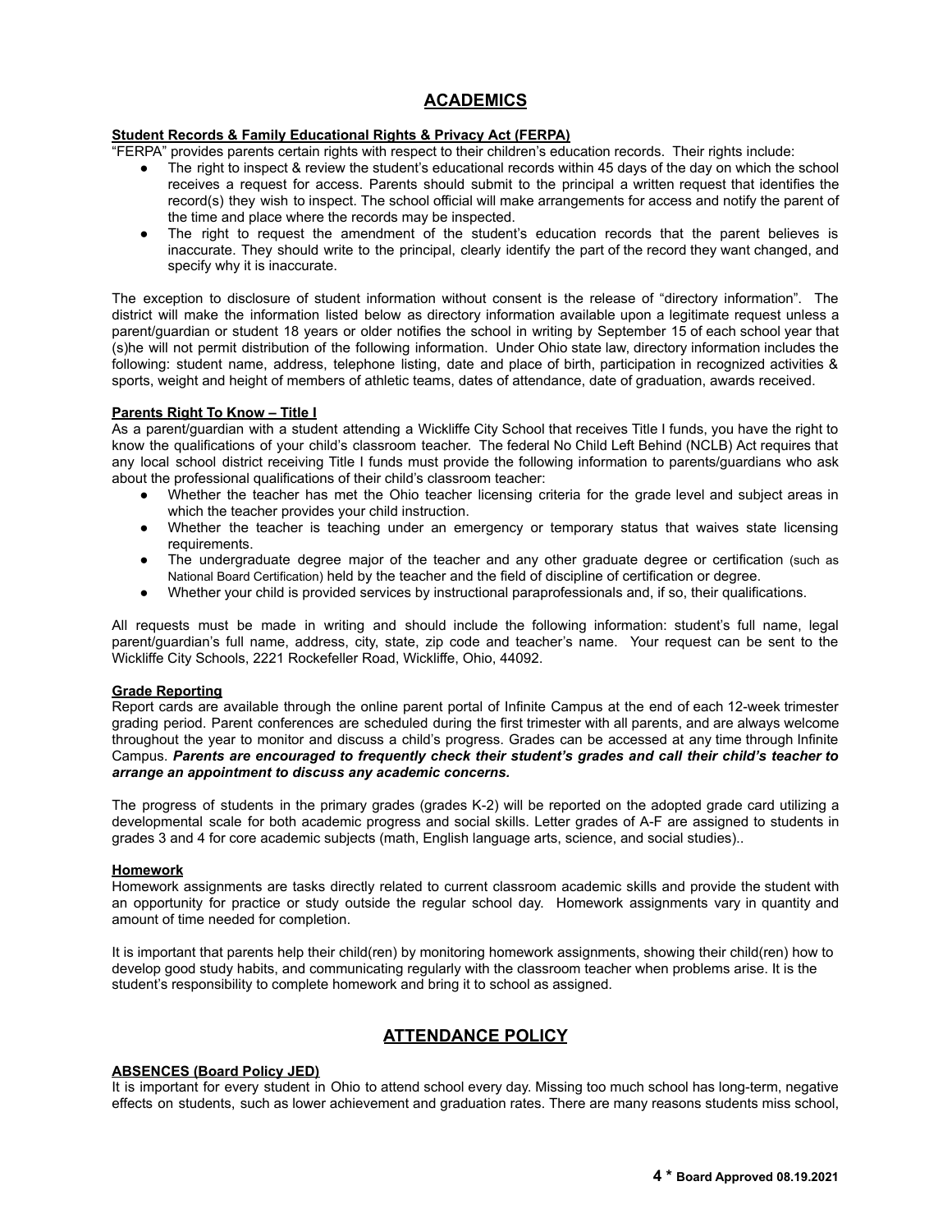## ACADEMICS

**Student Records & Family Educational Rights & Privacy Act (FERPA)**

"FERPA" provides parents certain rights with respect to their children's education records. Their rights include:

- The right to inspect & review the student's educational records within 45 days of the day on which the school receives a request for access. Parents should submit to the principal a written request that identifies the record(s) they wish to inspect. The school official will make arrangements for access and notify the parent of the time and place where the records may be inspected.
- The right to request the amendment of the student's education records that the parent believes is inaccurate. They should write to the principal, clearly identify the part of the record they want changed, and specify why it is inaccurate.

The exception to disclosure of student information without consent is the release of "directory information". The district will make the information listed below as directory information available upon a legitimate request unless a parent/guardian or student 18 years or older notifies the school in writing by September 15 of each school year that (s)he will not permit distribution of the following information. Under Ohio state law, directory information includes the following: student name, address, telephone listing, date and place of birth, participation in recognized activities & sports, weight and height of members of athletic teams, dates of attendance, date of graduation, awards received.

**Parents Right To Know – Title I**

As a parent/guardian with a student attending a Wickliffe City School that receives Title I funds, you have the right to know the qualifications of your child's classroom teacher. The federal No Child Left Behind (NCLB) Act requires that any local school district receiving Title I funds must provide the following information to parents/guardians who ask about the professional qualifications of their child's classroom teacher:

- Whether the teacher has met the Ohio teacher licensing criteria for the grade level and subject areas in which the teacher provides your child instruction.
- Whether the teacher is teaching under an emergency or temporary status that waives state licensing requirements.
- The undergraduate degree major of the teacher and any other graduate degree or certification (such as National Board Certification) held by the teacher and the field of discipline of certification or degree.
- Whether your child is provided services by instructional paraprofessionals and, if so, their qualifications.

All requests must be made in writing and should include the following information: student's full name, legal parent/guardian's full name, address, city, state, zip code and teacher's name. Your request can be sent to the Wickliffe City Schools, 2221 Rockefeller Road, Wickliffe, Ohio, 44092.

**Grade Reporting**

Report cards are available through the online parent portal of Infinite Campus at the end of each 12-week trimester grading period. Parent conferences are scheduled during the first trimester with all parents, and are always welcome throughout the year to monitor and discuss a child's progress. Grades can be accessed at any time through Infinite Campus. ***Parents are encouraged to frequently check their student's grades and call their child's teacher to arrange an appointment to discuss any academic concerns.***

The progress of students in the primary grades (grades K-2) will be reported on the adopted grade card utilizing a developmental scale for both academic progress and social skills. Letter grades of A-F are assigned to students in grades 3 and 4 for core academic subjects (math, English language arts, science, and social studies)..

**Homework**

Homework assignments are tasks directly related to current classroom academic skills and provide the student with an opportunity for practice or study outside the regular school day. Homework assignments vary in quantity and amount of time needed for completion.

It is important that parents help their child(ren) by monitoring homework assignments, showing their child(ren) how to develop good study habits, and communicating regularly with the classroom teacher when problems arise. It is the student's responsibility to complete homework and bring it to school as assigned.

## ATTENDANCE POLICY

**ABSENCES (Board Policy JED)**

It is important for every student in Ohio to attend school every day. Missing too much school has long-term, negative effects on students, such as lower achievement and graduation rates. There are many reasons students miss school,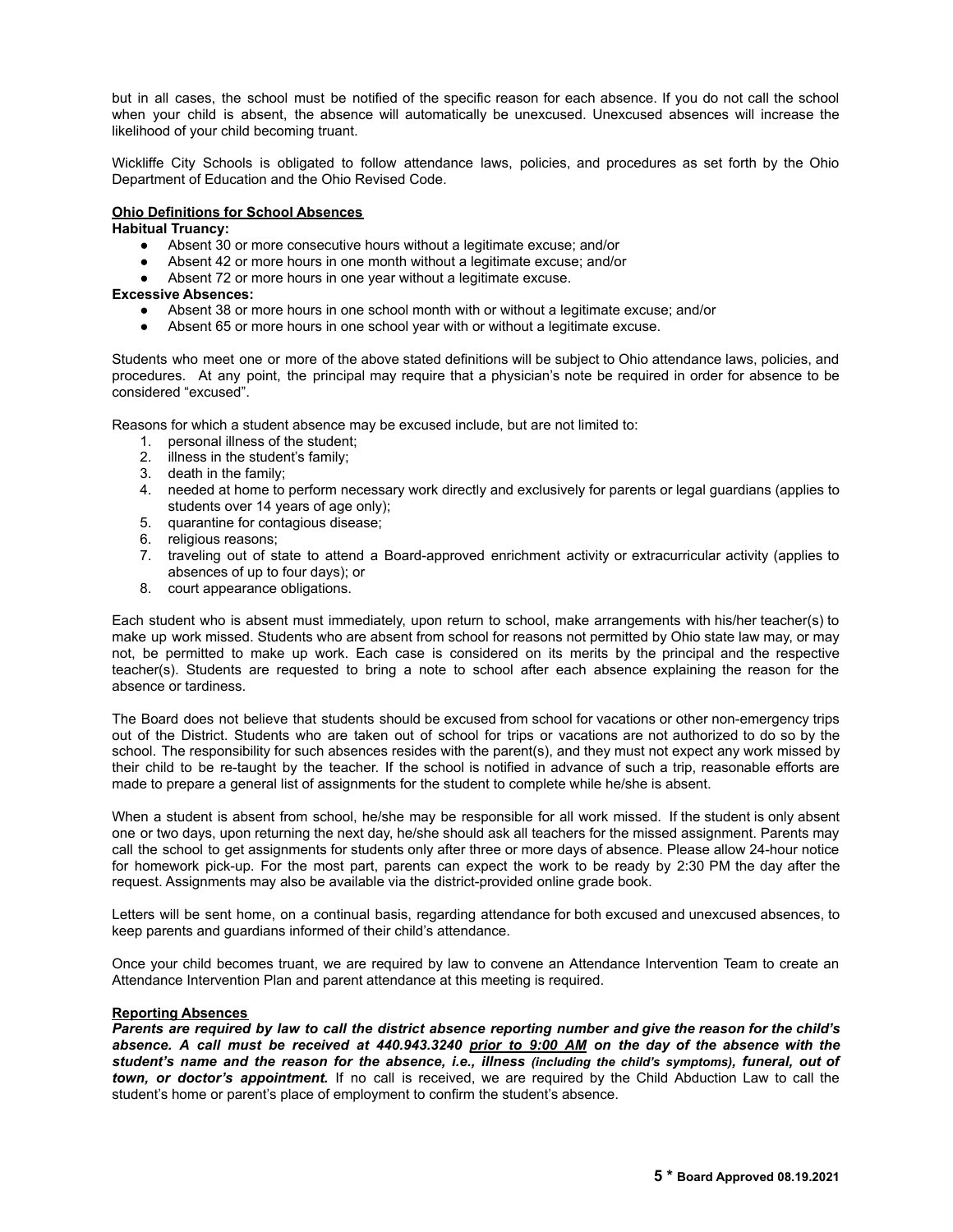but in all cases, the school must be notified of the specific reason for each absence. If you do not call the school when your child is absent, the absence will automatically be unexcused. Unexcused absences will increase the likelihood of your child becoming truant.

Wickliffe City Schools is obligated to follow attendance laws, policies, and procedures as set forth by the Ohio Department of Education and the Ohio Revised Code.

**Ohio Definitions for School Absences**

**Habitual Truancy:**

- Absent 30 or more consecutive hours without a legitimate excuse; and/or
- Absent 42 or more hours in one month without a legitimate excuse; and/or
- Absent 72 or more hours in one year without a legitimate excuse.

**Excessive Absences:**

- Absent 38 or more hours in one school month with or without a legitimate excuse; and/or
- Absent 65 or more hours in one school year with or without a legitimate excuse.

Students who meet one or more of the above stated definitions will be subject to Ohio attendance laws, policies, and procedures. At any point, the principal may require that a physician's note be required in order for absence to be considered "excused".

Reasons for which a student absence may be excused include, but are not limited to:

1. personal illness of the student;
2. illness in the student's family;
3. death in the family;
4. needed at home to perform necessary work directly and exclusively for parents or legal guardians (applies to students over 14 years of age only);
5. quarantine for contagious disease;
6. religious reasons;
7. traveling out of state to attend a Board-approved enrichment activity or extracurricular activity (applies to absences of up to four days); or
8. court appearance obligations.

Each student who is absent must immediately, upon return to school, make arrangements with his/her teacher(s) to make up work missed. Students who are absent from school for reasons not permitted by Ohio state law may, or may not, be permitted to make up work. Each case is considered on its merits by the principal and the respective teacher(s). Students are requested to bring a note to school after each absence explaining the reason for the absence or tardiness.

The Board does not believe that students should be excused from school for vacations or other non-emergency trips out of the District. Students who are taken out of school for trips or vacations are not authorized to do so by the school. The responsibility for such absences resides with the parent(s), and they must not expect any work missed by their child to be re-taught by the teacher. If the school is notified in advance of such a trip, reasonable efforts are made to prepare a general list of assignments for the student to complete while he/she is absent.

When a student is absent from school, he/she may be responsible for all work missed. If the student is only absent one or two days, upon returning the next day, he/she should ask all teachers for the missed assignment. Parents may call the school to get assignments for students only after three or more days of absence. Please allow 24-hour notice for homework pick-up. For the most part, parents can expect the work to be ready by 2:30 PM the day after the request. Assignments may also be available via the district-provided online grade book.

Letters will be sent home, on a continual basis, regarding attendance for both excused and unexcused absences, to keep parents and guardians informed of their child's attendance.

Once your child becomes truant, we are required by law to convene an Attendance Intervention Team to create an Attendance Intervention Plan and parent attendance at this meeting is required.

**Reporting Absences**

***Parents are required by law to call the district absence reporting number and give the reason for the child's absence. A call must be received at 440.943.3240 prior to 9:00 AM on the day of the absence with the student's name and the reason for the absence, i.e., illness (including the child's symptoms), funeral, out of town, or doctor's appointment.*** If no call is received, we are required by the Child Abduction Law to call the student's home or parent's place of employment to confirm the student's absence.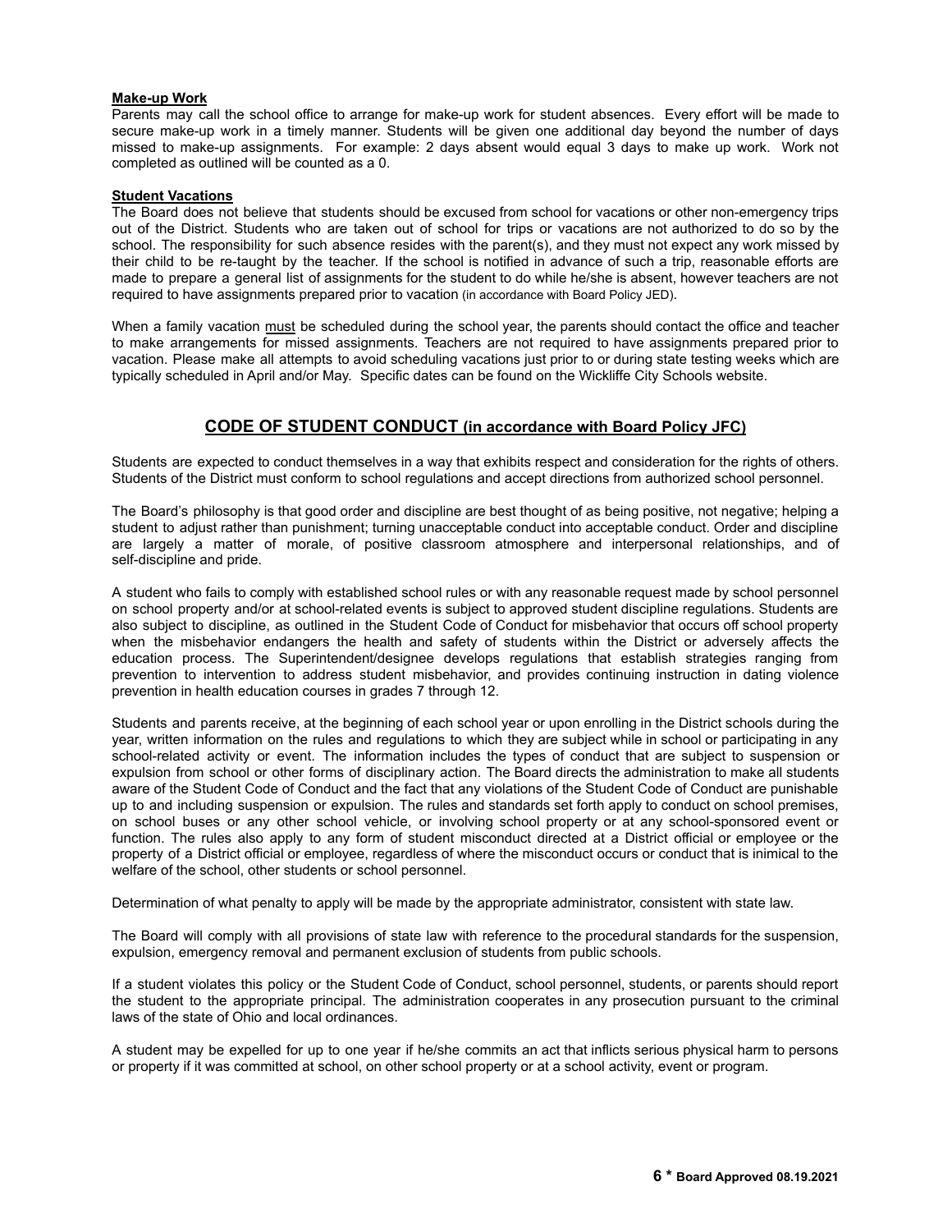**Make-up Work**

Parents may call the school office to arrange for make-up work for student absences. Every effort will be made to secure make-up work in a timely manner. Students will be given one additional day beyond the number of days missed to make-up assignments. For example: 2 days absent would equal 3 days to make up work. Work not completed as outlined will be counted as a 0.

**Student Vacations**

The Board does not believe that students should be excused from school for vacations or other non-emergency trips out of the District. Students who are taken out of school for trips or vacations are not authorized to do so by the school. The responsibility for such absence resides with the parent(s), and they must not expect any work missed by their child to be re-taught by the teacher. If the school is notified in advance of such a trip, reasonable efforts are made to prepare a general list of assignments for the student to do while he/she is absent, however teachers are not required to have assignments prepared prior to vacation (in accordance with Board Policy JED).

When a family vacation must be scheduled during the school year, the parents should contact the office and teacher to make arrangements for missed assignments. Teachers are not required to have assignments prepared prior to vacation. Please make all attempts to avoid scheduling vacations just prior to or during state testing weeks which are typically scheduled in April and/or May. Specific dates can be found on the Wickliffe City Schools website.

## CODE OF STUDENT CONDUCT (in accordance with Board Policy JFC)

Students are expected to conduct themselves in a way that exhibits respect and consideration for the rights of others. Students of the District must conform to school regulations and accept directions from authorized school personnel.

The Board's philosophy is that good order and discipline are best thought of as being positive, not negative; helping a student to adjust rather than punishment; turning unacceptable conduct into acceptable conduct. Order and discipline are largely a matter of morale, of positive classroom atmosphere and interpersonal relationships, and of self-discipline and pride.

A student who fails to comply with established school rules or with any reasonable request made by school personnel on school property and/or at school-related events is subject to approved student discipline regulations. Students are also subject to discipline, as outlined in the Student Code of Conduct for misbehavior that occurs off school property when the misbehavior endangers the health and safety of students within the District or adversely affects the education process. The Superintendent/designee develops regulations that establish strategies ranging from prevention to intervention to address student misbehavior, and provides continuing instruction in dating violence prevention in health education courses in grades 7 through 12.

Students and parents receive, at the beginning of each school year or upon enrolling in the District schools during the year, written information on the rules and regulations to which they are subject while in school or participating in any school-related activity or event. The information includes the types of conduct that are subject to suspension or expulsion from school or other forms of disciplinary action. The Board directs the administration to make all students aware of the Student Code of Conduct and the fact that any violations of the Student Code of Conduct are punishable up to and including suspension or expulsion. The rules and standards set forth apply to conduct on school premises, on school buses or any other school vehicle, or involving school property or at any school-sponsored event or function. The rules also apply to any form of student misconduct directed at a District official or employee or the property of a District official or employee, regardless of where the misconduct occurs or conduct that is inimical to the welfare of the school, other students or school personnel.

Determination of what penalty to apply will be made by the appropriate administrator, consistent with state law.

The Board will comply with all provisions of state law with reference to the procedural standards for the suspension, expulsion, emergency removal and permanent exclusion of students from public schools.

If a student violates this policy or the Student Code of Conduct, school personnel, students, or parents should report the student to the appropriate principal. The administration cooperates in any prosecution pursuant to the criminal laws of the state of Ohio and local ordinances.

A student may be expelled for up to one year if he/she commits an act that inflicts serious physical harm to persons or property if it was committed at school, on other school property or at a school activity, event or program.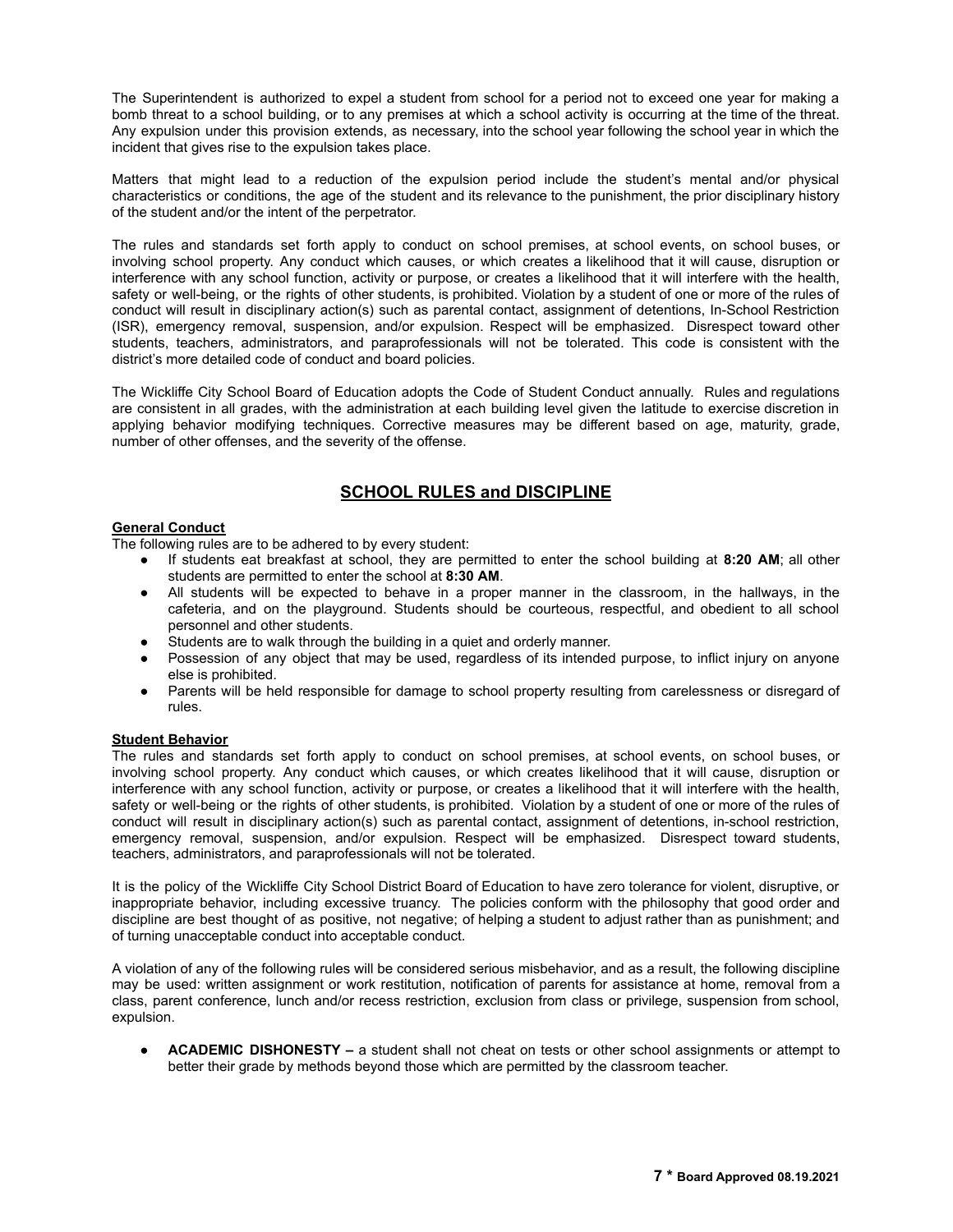The Superintendent is authorized to expel a student from school for a period not to exceed one year for making a bomb threat to a school building, or to any premises at which a school activity is occurring at the time of the threat. Any expulsion under this provision extends, as necessary, into the school year following the school year in which the incident that gives rise to the expulsion takes place.

Matters that might lead to a reduction of the expulsion period include the student's mental and/or physical characteristics or conditions, the age of the student and its relevance to the punishment, the prior disciplinary history of the student and/or the intent of the perpetrator.

The rules and standards set forth apply to conduct on school premises, at school events, on school buses, or involving school property. Any conduct which causes, or which creates a likelihood that it will cause, disruption or interference with any school function, activity or purpose, or creates a likelihood that it will interfere with the health, safety or well-being, or the rights of other students, is prohibited. Violation by a student of one or more of the rules of conduct will result in disciplinary action(s) such as parental contact, assignment of detentions, In-School Restriction (ISR), emergency removal, suspension, and/or expulsion. Respect will be emphasized. Disrespect toward other students, teachers, administrators, and paraprofessionals will not be tolerated. This code is consistent with the district's more detailed code of conduct and board policies.

The Wickliffe City School Board of Education adopts the Code of Student Conduct annually. Rules and regulations are consistent in all grades, with the administration at each building level given the latitude to exercise discretion in applying behavior modifying techniques. Corrective measures may be different based on age, maturity, grade, number of other offenses, and the severity of the offense.

## SCHOOL RULES and DISCIPLINE

**General Conduct**

The following rules are to be adhered to by every student:

- If students eat breakfast at school, they are permitted to enter the school building at **8:20 AM**; all other students are permitted to enter the school at **8:30 AM**.
- All students will be expected to behave in a proper manner in the classroom, in the hallways, in the cafeteria, and on the playground. Students should be courteous, respectful, and obedient to all school personnel and other students.
- Students are to walk through the building in a quiet and orderly manner.
- Possession of any object that may be used, regardless of its intended purpose, to inflict injury on anyone else is prohibited.
- Parents will be held responsible for damage to school property resulting from carelessness or disregard of rules.

**Student Behavior**

The rules and standards set forth apply to conduct on school premises, at school events, on school buses, or involving school property. Any conduct which causes, or which creates likelihood that it will cause, disruption or interference with any school function, activity or purpose, or creates a likelihood that it will interfere with the health, safety or well-being or the rights of other students, is prohibited. Violation by a student of one or more of the rules of conduct will result in disciplinary action(s) such as parental contact, assignment of detentions, in-school restriction, emergency removal, suspension, and/or expulsion. Respect will be emphasized. Disrespect toward students, teachers, administrators, and paraprofessionals will not be tolerated.

It is the policy of the Wickliffe City School District Board of Education to have zero tolerance for violent, disruptive, or inappropriate behavior, including excessive truancy. The policies conform with the philosophy that good order and discipline are best thought of as positive, not negative; of helping a student to adjust rather than as punishment; and of turning unacceptable conduct into acceptable conduct.

A violation of any of the following rules will be considered serious misbehavior, and as a result, the following discipline may be used: written assignment or work restitution, notification of parents for assistance at home, removal from a class, parent conference, lunch and/or recess restriction, exclusion from class or privilege, suspension from school, expulsion.

- **ACADEMIC DISHONESTY –** a student shall not cheat on tests or other school assignments or attempt to better their grade by methods beyond those which are permitted by the classroom teacher.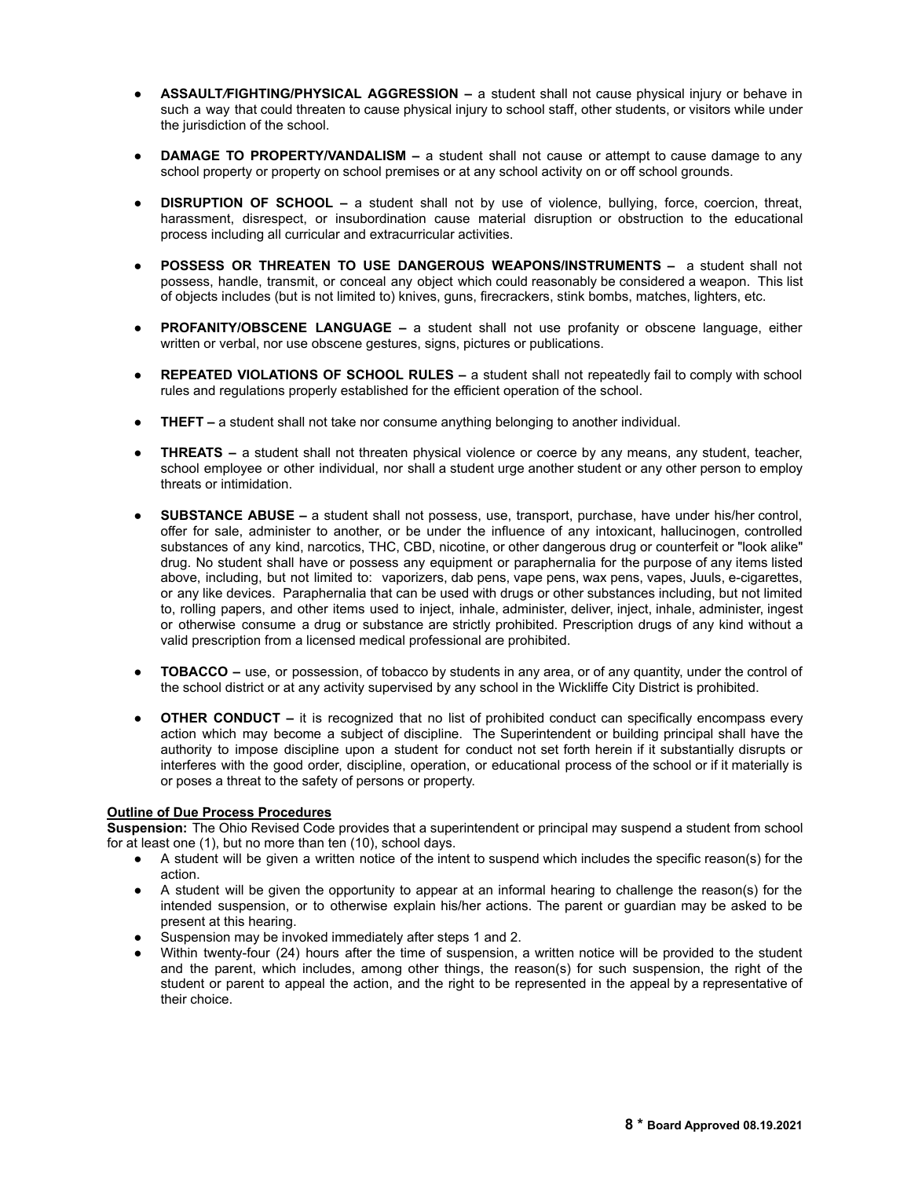- **ASSAULT/FIGHTING/PHYSICAL AGGRESSION –** a student shall not cause physical injury or behave in such a way that could threaten to cause physical injury to school staff, other students, or visitors while under the jurisdiction of the school.

- **DAMAGE TO PROPERTY/VANDALISM –** a student shall not cause or attempt to cause damage to any school property or property on school premises or at any school activity on or off school grounds.

- **DISRUPTION OF SCHOOL –** a student shall not by use of violence, bullying, force, coercion, threat, harassment, disrespect, or insubordination cause material disruption or obstruction to the educational process including all curricular and extracurricular activities.

- **POSSESS OR THREATEN TO USE DANGEROUS WEAPONS/INSTRUMENTS –** a student shall not possess, handle, transmit, or conceal any object which could reasonably be considered a weapon. This list of objects includes (but is not limited to) knives, guns, firecrackers, stink bombs, matches, lighters, etc.

- **PROFANITY/OBSCENE LANGUAGE –** a student shall not use profanity or obscene language, either written or verbal, nor use obscene gestures, signs, pictures or publications.

- **REPEATED VIOLATIONS OF SCHOOL RULES –** a student shall not repeatedly fail to comply with school rules and regulations properly established for the efficient operation of the school.

- **THEFT –** a student shall not take nor consume anything belonging to another individual.

- **THREATS –** a student shall not threaten physical violence or coerce by any means, any student, teacher, school employee or other individual, nor shall a student urge another student or any other person to employ threats or intimidation.

- **SUBSTANCE ABUSE –** a student shall not possess, use, transport, purchase, have under his/her control, offer for sale, administer to another, or be under the influence of any intoxicant, hallucinogen, controlled substances of any kind, narcotics, THC, CBD, nicotine, or other dangerous drug or counterfeit or "look alike" drug. No student shall have or possess any equipment or paraphernalia for the purpose of any items listed above, including, but not limited to: vaporizers, dab pens, vape pens, wax pens, vapes, Juuls, e-cigarettes, or any like devices. Paraphernalia that can be used with drugs or other substances including, but not limited to, rolling papers, and other items used to inject, inhale, administer, deliver, inject, inhale, administer, ingest or otherwise consume a drug or substance are strictly prohibited. Prescription drugs of any kind without a valid prescription from a licensed medical professional are prohibited.

- **TOBACCO –** use, or possession, of tobacco by students in any area, or of any quantity, under the control of the school district or at any activity supervised by any school in the Wickliffe City District is prohibited.

- **OTHER CONDUCT –** it is recognized that no list of prohibited conduct can specifically encompass every action which may become a subject of discipline. The Superintendent or building principal shall have the authority to impose discipline upon a student for conduct not set forth herein if it substantially disrupts or interferes with the good order, discipline, operation, or educational process of the school or if it materially is or poses a threat to the safety of persons or property.

**Outline of Due Process Procedures**

**Suspension:** The Ohio Revised Code provides that a superintendent or principal may suspend a student from school for at least one (1), but no more than ten (10), school days.

- A student will be given a written notice of the intent to suspend which includes the specific reason(s) for the action.
- A student will be given the opportunity to appear at an informal hearing to challenge the reason(s) for the intended suspension, or to otherwise explain his/her actions. The parent or guardian may be asked to be present at this hearing.
- Suspension may be invoked immediately after steps 1 and 2.
- Within twenty-four (24) hours after the time of suspension, a written notice will be provided to the student and the parent, which includes, among other things, the reason(s) for such suspension, the right of the student or parent to appeal the action, and the right to be represented in the appeal by a representative of their choice.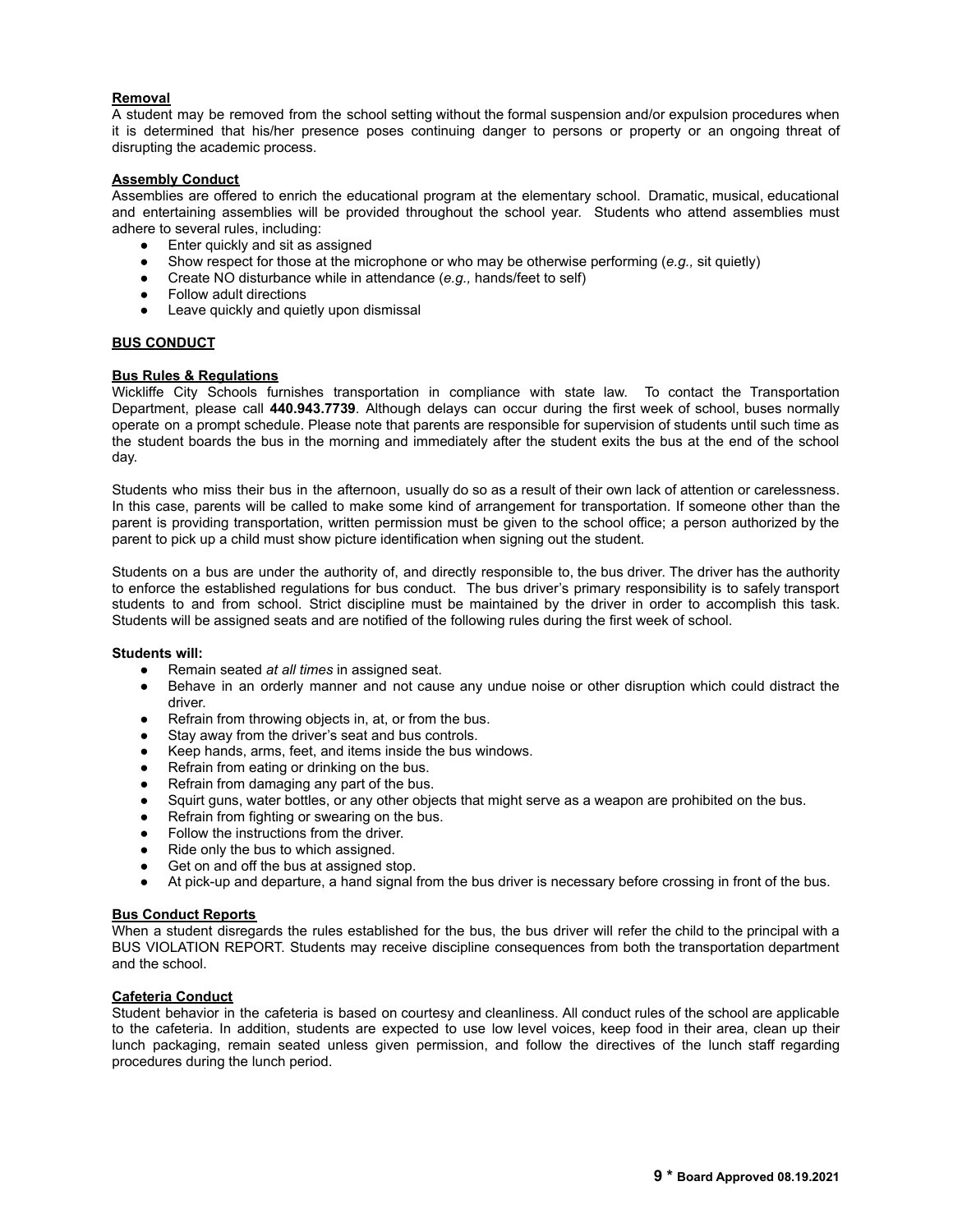**Removal**

A student may be removed from the school setting without the formal suspension and/or expulsion procedures when it is determined that his/her presence poses continuing danger to persons or property or an ongoing threat of disrupting the academic process.

**Assembly Conduct**

Assemblies are offered to enrich the educational program at the elementary school. Dramatic, musical, educational and entertaining assemblies will be provided throughout the school year. Students who attend assemblies must adhere to several rules, including:

- Enter quickly and sit as assigned
- Show respect for those at the microphone or who may be otherwise performing (*e.g.,* sit quietly)
- Create NO disturbance while in attendance (*e.g.,* hands/feet to self)
- Follow adult directions
- Leave quickly and quietly upon dismissal

**BUS CONDUCT**

**Bus Rules & Regulations**

Wickliffe City Schools furnishes transportation in compliance with state law. To contact the Transportation Department, please call **440.943.7739**. Although delays can occur during the first week of school, buses normally operate on a prompt schedule. Please note that parents are responsible for supervision of students until such time as the student boards the bus in the morning and immediately after the student exits the bus at the end of the school day.

Students who miss their bus in the afternoon, usually do so as a result of their own lack of attention or carelessness. In this case, parents will be called to make some kind of arrangement for transportation. If someone other than the parent is providing transportation, written permission must be given to the school office; a person authorized by the parent to pick up a child must show picture identification when signing out the student.

Students on a bus are under the authority of, and directly responsible to, the bus driver. The driver has the authority to enforce the established regulations for bus conduct. The bus driver's primary responsibility is to safely transport students to and from school. Strict discipline must be maintained by the driver in order to accomplish this task. Students will be assigned seats and are notified of the following rules during the first week of school.

**Students will:**

- Remain seated *at all times* in assigned seat.
- Behave in an orderly manner and not cause any undue noise or other disruption which could distract the driver.
- Refrain from throwing objects in, at, or from the bus.
- Stay away from the driver's seat and bus controls.
- Keep hands, arms, feet, and items inside the bus windows.
- Refrain from eating or drinking on the bus.
- Refrain from damaging any part of the bus.
- Squirt guns, water bottles, or any other objects that might serve as a weapon are prohibited on the bus.
- Refrain from fighting or swearing on the bus.
- Follow the instructions from the driver.
- Ride only the bus to which assigned.
- Get on and off the bus at assigned stop.
- At pick-up and departure, a hand signal from the bus driver is necessary before crossing in front of the bus.

**Bus Conduct Reports**

When a student disregards the rules established for the bus, the bus driver will refer the child to the principal with a BUS VIOLATION REPORT. Students may receive discipline consequences from both the transportation department and the school.

**Cafeteria Conduct**

Student behavior in the cafeteria is based on courtesy and cleanliness. All conduct rules of the school are applicable to the cafeteria. In addition, students are expected to use low level voices, keep food in their area, clean up their lunch packaging, remain seated unless given permission, and follow the directives of the lunch staff regarding procedures during the lunch period.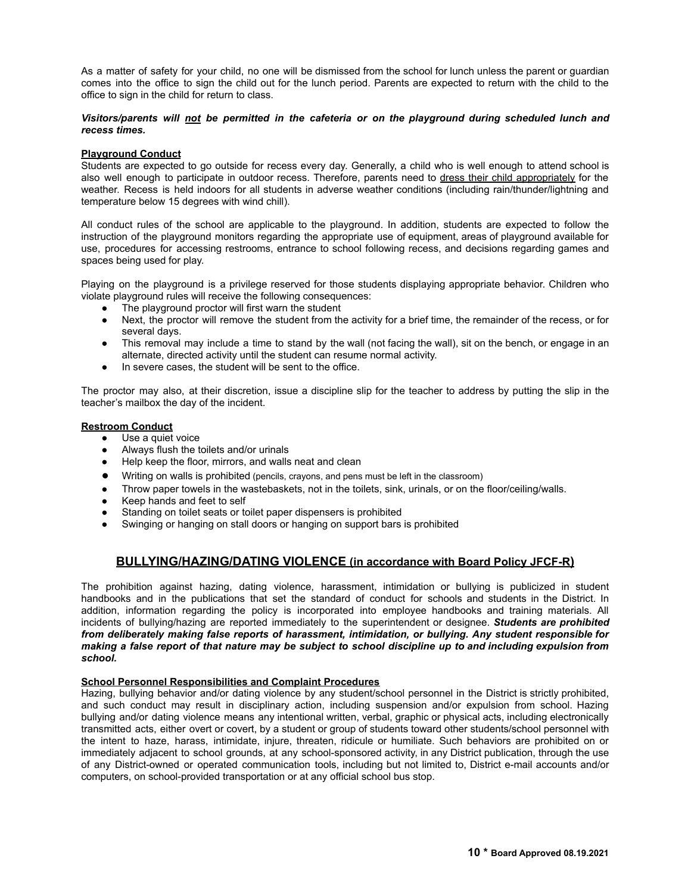As a matter of safety for your child, no one will be dismissed from the school for lunch unless the parent or guardian comes into the office to sign the child out for the lunch period. Parents are expected to return with the child to the office to sign in the child for return to class.

***Visitors/parents will not be permitted in the cafeteria or on the playground during scheduled lunch and recess times.***

**Playground Conduct**

Students are expected to go outside for recess every day. Generally, a child who is well enough to attend school is also well enough to participate in outdoor recess. Therefore, parents need to dress their child appropriately for the weather. Recess is held indoors for all students in adverse weather conditions (including rain/thunder/lightning and temperature below 15 degrees with wind chill).

All conduct rules of the school are applicable to the playground. In addition, students are expected to follow the instruction of the playground monitors regarding the appropriate use of equipment, areas of playground available for use, procedures for accessing restrooms, entrance to school following recess, and decisions regarding games and spaces being used for play.

Playing on the playground is a privilege reserved for those students displaying appropriate behavior. Children who violate playground rules will receive the following consequences:

- The playground proctor will first warn the student
- Next, the proctor will remove the student from the activity for a brief time, the remainder of the recess, or for several days.
- This removal may include a time to stand by the wall (not facing the wall), sit on the bench, or engage in an alternate, directed activity until the student can resume normal activity.
- In severe cases, the student will be sent to the office.

The proctor may also, at their discretion, issue a discipline slip for the teacher to address by putting the slip in the teacher's mailbox the day of the incident.

**Restroom Conduct**

- Use a quiet voice
- Always flush the toilets and/or urinals
- Help keep the floor, mirrors, and walls neat and clean
- Writing on walls is prohibited (pencils, crayons, and pens must be left in the classroom)
- Throw paper towels in the wastebaskets, not in the toilets, sink, urinals, or on the floor/ceiling/walls.
- Keep hands and feet to self
- Standing on toilet seats or toilet paper dispensers is prohibited
- Swinging or hanging on stall doors or hanging on support bars is prohibited

## BULLYING/HAZING/DATING VIOLENCE (in accordance with Board Policy JFCF-R)

The prohibition against hazing, dating violence, harassment, intimidation or bullying is publicized in student handbooks and in the publications that set the standard of conduct for schools and students in the District. In addition, information regarding the policy is incorporated into employee handbooks and training materials. All incidents of bullying/hazing are reported immediately to the superintendent or designee. ***Students are prohibited from deliberately making false reports of harassment, intimidation, or bullying. Any student responsible for making a false report of that nature may be subject to school discipline up to and including expulsion from school.***

**School Personnel Responsibilities and Complaint Procedures**

Hazing, bullying behavior and/or dating violence by any student/school personnel in the District is strictly prohibited, and such conduct may result in disciplinary action, including suspension and/or expulsion from school. Hazing bullying and/or dating violence means any intentional written, verbal, graphic or physical acts, including electronically transmitted acts, either overt or covert, by a student or group of students toward other students/school personnel with the intent to haze, harass, intimidate, injure, threaten, ridicule or humiliate. Such behaviors are prohibited on or immediately adjacent to school grounds, at any school-sponsored activity, in any District publication, through the use of any District-owned or operated communication tools, including but not limited to, District e-mail accounts and/or computers, on school-provided transportation or at any official school bus stop.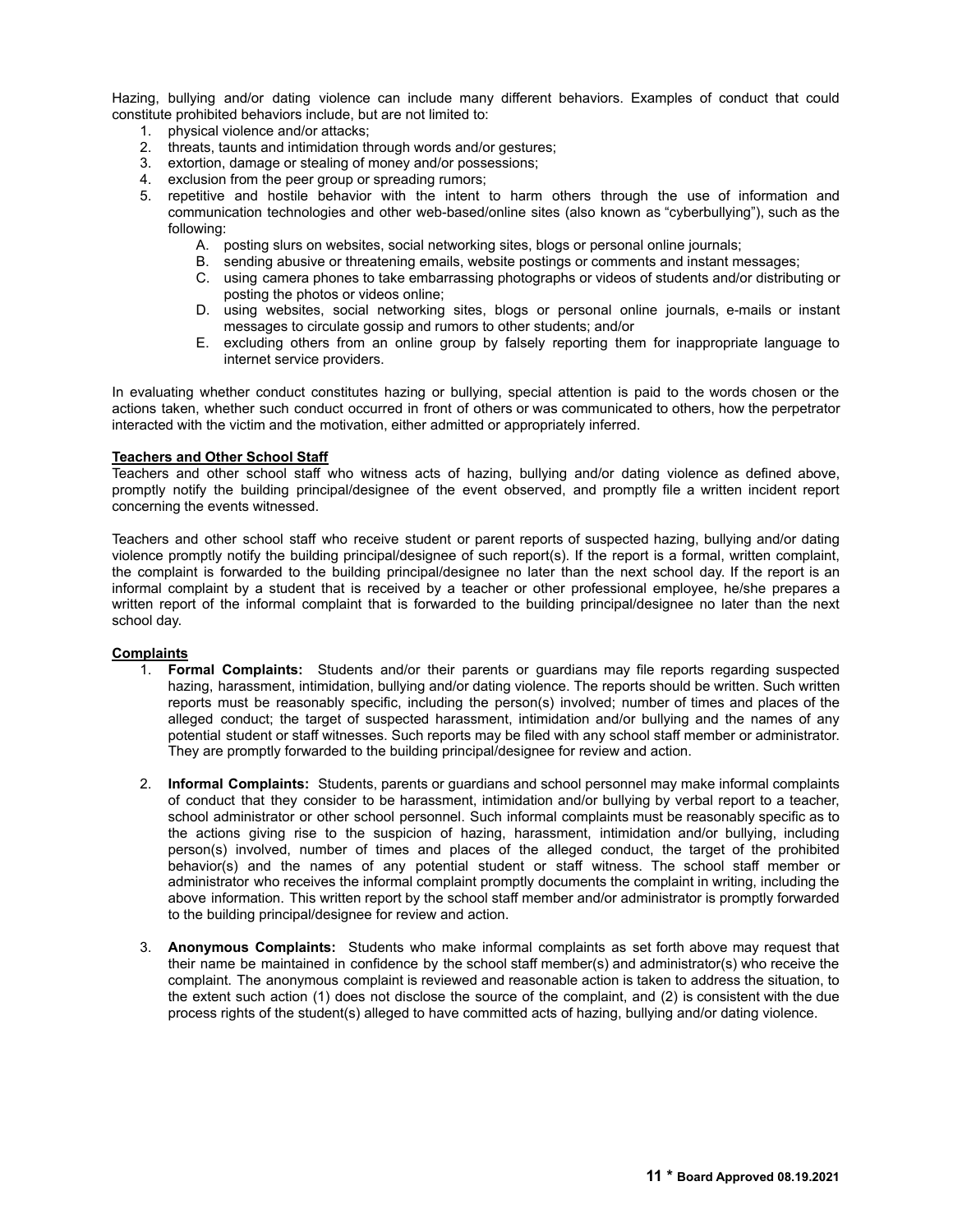Hazing, bullying and/or dating violence can include many different behaviors. Examples of conduct that could constitute prohibited behaviors include, but are not limited to:

1. physical violence and/or attacks;
2. threats, taunts and intimidation through words and/or gestures;
3. extortion, damage or stealing of money and/or possessions;
4. exclusion from the peer group or spreading rumors;
5. repetitive and hostile behavior with the intent to harm others through the use of information and communication technologies and other web-based/online sites (also known as "cyberbullying"), such as the following:
    A. posting slurs on websites, social networking sites, blogs or personal online journals;
    B. sending abusive or threatening emails, website postings or comments and instant messages;
    C. using camera phones to take embarrassing photographs or videos of students and/or distributing or posting the photos or videos online;
    D. using websites, social networking sites, blogs or personal online journals, e-mails or instant messages to circulate gossip and rumors to other students; and/or
    E. excluding others from an online group by falsely reporting them for inappropriate language to internet service providers.

In evaluating whether conduct constitutes hazing or bullying, special attention is paid to the words chosen or the actions taken, whether such conduct occurred in front of others or was communicated to others, how the perpetrator interacted with the victim and the motivation, either admitted or appropriately inferred.

**Teachers and Other School Staff**

Teachers and other school staff who witness acts of hazing, bullying and/or dating violence as defined above, promptly notify the building principal/designee of the event observed, and promptly file a written incident report concerning the events witnessed.

Teachers and other school staff who receive student or parent reports of suspected hazing, bullying and/or dating violence promptly notify the building principal/designee of such report(s). If the report is a formal, written complaint, the complaint is forwarded to the building principal/designee no later than the next school day. If the report is an informal complaint by a student that is received by a teacher or other professional employee, he/she prepares a written report of the informal complaint that is forwarded to the building principal/designee no later than the next school day.

**Complaints**

1. **Formal Complaints:** Students and/or their parents or guardians may file reports regarding suspected hazing, harassment, intimidation, bullying and/or dating violence. The reports should be written. Such written reports must be reasonably specific, including the person(s) involved; number of times and places of the alleged conduct; the target of suspected harassment, intimidation and/or bullying and the names of any potential student or staff witnesses. Such reports may be filed with any school staff member or administrator. They are promptly forwarded to the building principal/designee for review and action.

2. **Informal Complaints:** Students, parents or guardians and school personnel may make informal complaints of conduct that they consider to be harassment, intimidation and/or bullying by verbal report to a teacher, school administrator or other school personnel. Such informal complaints must be reasonably specific as to the actions giving rise to the suspicion of hazing, harassment, intimidation and/or bullying, including person(s) involved, number of times and places of the alleged conduct, the target of the prohibited behavior(s) and the names of any potential student or staff witness. The school staff member or administrator who receives the informal complaint promptly documents the complaint in writing, including the above information. This written report by the school staff member and/or administrator is promptly forwarded to the building principal/designee for review and action.

3. **Anonymous Complaints:** Students who make informal complaints as set forth above may request that their name be maintained in confidence by the school staff member(s) and administrator(s) who receive the complaint. The anonymous complaint is reviewed and reasonable action is taken to address the situation, to the extent such action (1) does not disclose the source of the complaint, and (2) is consistent with the due process rights of the student(s) alleged to have committed acts of hazing, bullying and/or dating violence.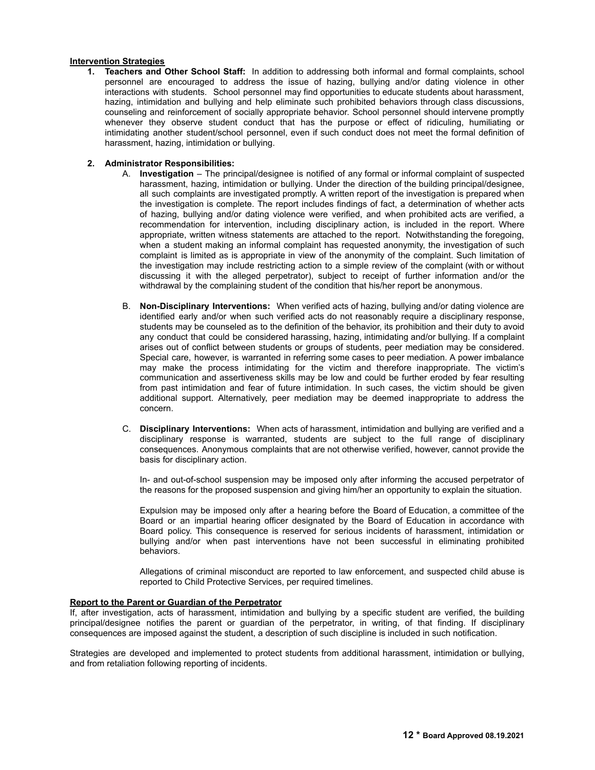**<u>Intervention Strategies</u>**

1. **Teachers and Other School Staff:** In addition to addressing both informal and formal complaints, school personnel are encouraged to address the issue of hazing, bullying and/or dating violence in other interactions with students. School personnel may find opportunities to educate students about harassment, hazing, intimidation and bullying and help eliminate such prohibited behaviors through class discussions, counseling and reinforcement of socially appropriate behavior. School personnel should intervene promptly whenever they observe student conduct that has the purpose or effect of ridiculing, humiliating or intimidating another student/school personnel, even if such conduct does not meet the formal definition of harassment, hazing, intimidation or bullying.

2. **Administrator Responsibilities:**

    A. **Investigation** – The principal/designee is notified of any formal or informal complaint of suspected harassment, hazing, intimidation or bullying. Under the direction of the building principal/designee, all such complaints are investigated promptly. A written report of the investigation is prepared when the investigation is complete. The report includes findings of fact, a determination of whether acts of hazing, bullying and/or dating violence were verified, and when prohibited acts are verified, a recommendation for intervention, including disciplinary action, is included in the report. Where appropriate, written witness statements are attached to the report. Notwithstanding the foregoing, when a student making an informal complaint has requested anonymity, the investigation of such complaint is limited as is appropriate in view of the anonymity of the complaint. Such limitation of the investigation may include restricting action to a simple review of the complaint (with or without discussing it with the alleged perpetrator), subject to receipt of further information and/or the withdrawal by the complaining student of the condition that his/her report be anonymous.

    B. **Non-Disciplinary Interventions:** When verified acts of hazing, bullying and/or dating violence are identified early and/or when such verified acts do not reasonably require a disciplinary response, students may be counseled as to the definition of the behavior, its prohibition and their duty to avoid any conduct that could be considered harassing, hazing, intimidating and/or bullying. If a complaint arises out of conflict between students or groups of students, peer mediation may be considered. Special care, however, is warranted in referring some cases to peer mediation. A power imbalance may make the process intimidating for the victim and therefore inappropriate. The victim's communication and assertiveness skills may be low and could be further eroded by fear resulting from past intimidation and fear of future intimidation. In such cases, the victim should be given additional support. Alternatively, peer mediation may be deemed inappropriate to address the concern.

    C. **Disciplinary Interventions:** When acts of harassment, intimidation and bullying are verified and a disciplinary response is warranted, students are subject to the full range of disciplinary consequences. Anonymous complaints that are not otherwise verified, however, cannot provide the basis for disciplinary action.

       In- and out-of-school suspension may be imposed only after informing the accused perpetrator of the reasons for the proposed suspension and giving him/her an opportunity to explain the situation.

       Expulsion may be imposed only after a hearing before the Board of Education, a committee of the Board or an impartial hearing officer designated by the Board of Education in accordance with Board policy. This consequence is reserved for serious incidents of harassment, intimidation or bullying and/or when past interventions have not been successful in eliminating prohibited behaviors.

       Allegations of criminal misconduct are reported to law enforcement, and suspected child abuse is reported to Child Protective Services, per required timelines.

**<u>Report to the Parent or Guardian of the Perpetrator</u>**

If, after investigation, acts of harassment, intimidation and bullying by a specific student are verified, the building principal/designee notifies the parent or guardian of the perpetrator, in writing, of that finding. If disciplinary consequences are imposed against the student, a description of such discipline is included in such notification.

Strategies are developed and implemented to protect students from additional harassment, intimidation or bullying, and from retaliation following reporting of incidents.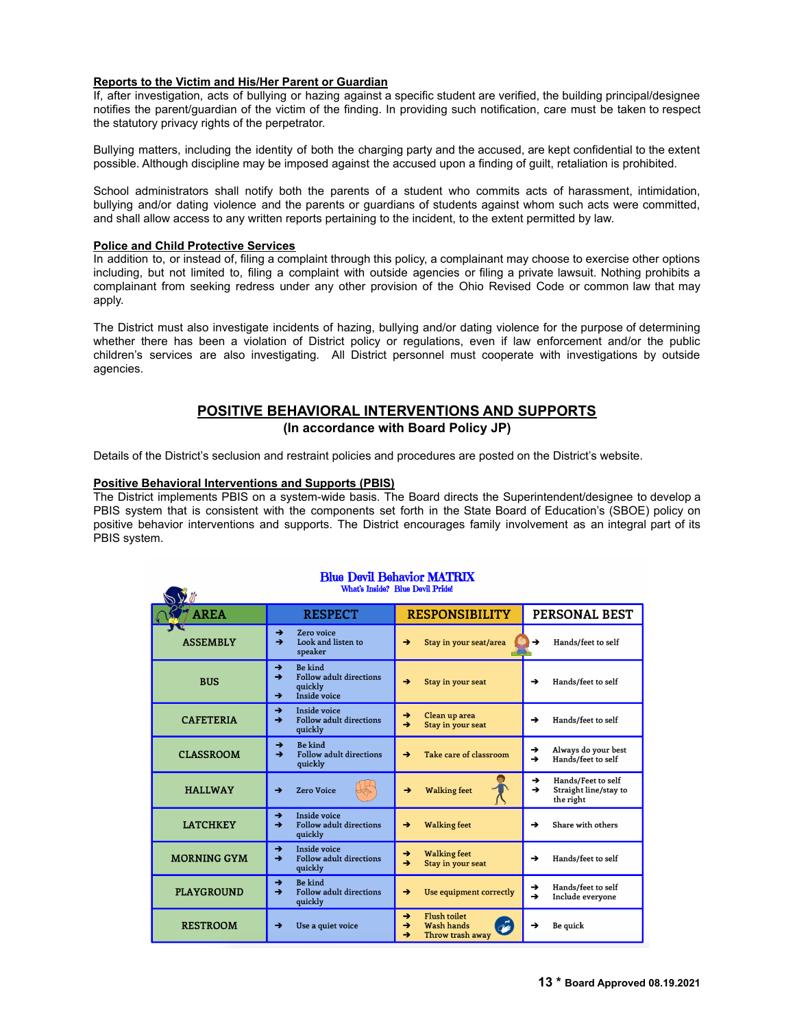**Reports to the Victim and His/Her Parent or Guardian**

If, after investigation, acts of bullying or hazing against a specific student are verified, the building principal/designee notifies the parent/guardian of the victim of the finding. In providing such notification, care must be taken to respect the statutory privacy rights of the perpetrator.

Bullying matters, including the identity of both the charging party and the accused, are kept confidential to the extent possible. Although discipline may be imposed against the accused upon a finding of guilt, retaliation is prohibited.

School administrators shall notify both the parents of a student who commits acts of harassment, intimidation, bullying and/or dating violence and the parents or guardians of students against whom such acts were committed, and shall allow access to any written reports pertaining to the incident, to the extent permitted by law.

**Police and Child Protective Services**

In addition to, or instead of, filing a complaint through this policy, a complainant may choose to exercise other options including, but not limited to, filing a complaint with outside agencies or filing a private lawsuit. Nothing prohibits a complainant from seeking redress under any other provision of the Ohio Revised Code or common law that may apply.

The District must also investigate incidents of hazing, bullying and/or dating violence for the purpose of determining whether there has been a violation of District policy or regulations, even if law enforcement and/or the public children's services are also investigating. All District personnel must cooperate with investigations by outside agencies.

## POSITIVE BEHAVIORAL INTERVENTIONS AND SUPPORTS

### (In accordance with Board Policy JP)

Details of the District's seclusion and restraint policies and procedures are posted on the District's website.

**Positive Behavioral Interventions and Supports (PBIS)**

The District implements PBIS on a system-wide basis. The Board directs the Superintendent/designee to develop a PBIS system that is consistent with the components set forth in the State Board of Education's (SBOE) policy on positive behavior interventions and supports. The District encourages family involvement as an integral part of its PBIS system.

**Blue Devil Behavior MATRIX**

*What's Inside? Blue Devil Pride!*

| AREA | RESPECT | RESPONSIBILITY | PERSONAL BEST |
|---|---|---|---|
| ASSEMBLY | ➔ Zero voice<br>➔ Look and listen to speaker | ➔ Stay in your seat/area | ➔ Hands/feet to self |
| BUS | ➔ Be kind<br>➔ Follow adult directions quickly<br>➔ Inside voice | ➔ Stay in your seat | ➔ Hands/feet to self |
| CAFETERIA | ➔ Inside voice<br>➔ Follow adult directions quickly | ➔ Clean up area<br>➔ Stay in your seat | ➔ Hands/feet to self |
| CLASSROOM | ➔ Be kind<br>➔ Follow adult directions quickly | ➔ Take care of classroom | ➔ Always do your best<br>➔ Hands/feet to self |
| HALLWAY | ➔ Zero Voice | ➔ Walking feet | ➔ Hands/Feet to self<br>➔ Straight line/stay to the right |
| LATCHKEY | ➔ Inside voice<br>➔ Follow adult directions quickly | ➔ Walking feet | ➔ Share with others |
| MORNING GYM | ➔ Inside voice<br>➔ Follow adult directions quickly | ➔ Walking feet<br>➔ Stay in your seat | ➔ Hands/feet to self |
| PLAYGROUND | ➔ Be kind<br>➔ Follow adult directions quickly | ➔ Use equipment correctly | ➔ Hands/feet to self<br>➔ Include everyone |
| RESTROOM | ➔ Use a quiet voice | ➔ Flush toilet<br>➔ Wash hands<br>➔ Throw trash away | ➔ Be quick |

**Board Approved 08.19.2021**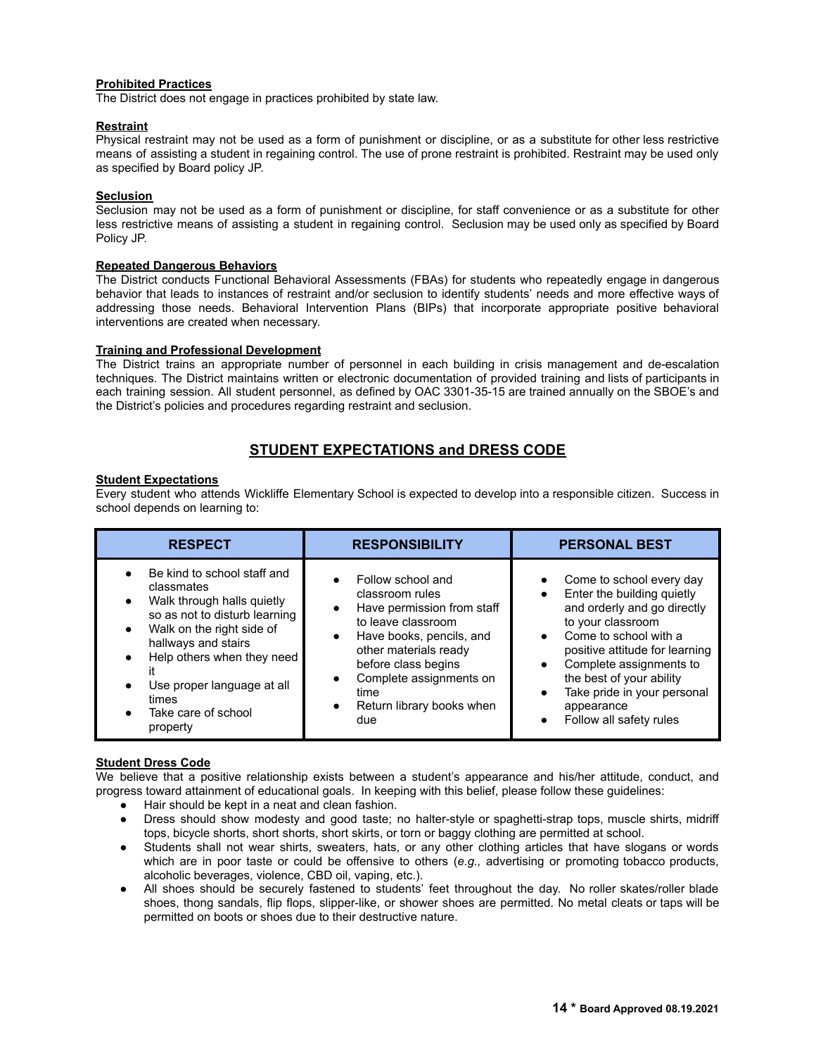**Prohibited Practices**
The District does not engage in practices prohibited by state law.

**Restraint**
Physical restraint may not be used as a form of punishment or discipline, or as a substitute for other less restrictive means of assisting a student in regaining control. The use of prone restraint is prohibited. Restraint may be used only as specified by Board policy JP.

**Seclusion**
Seclusion may not be used as a form of punishment or discipline, for staff convenience or as a substitute for other less restrictive means of assisting a student in regaining control. Seclusion may be used only as specified by Board Policy JP.

**Repeated Dangerous Behaviors**
The District conducts Functional Behavioral Assessments (FBAs) for students who repeatedly engage in dangerous behavior that leads to instances of restraint and/or seclusion to identify students' needs and more effective ways of addressing those needs. Behavioral Intervention Plans (BIPs) that incorporate appropriate positive behavioral interventions are created when necessary.

**Training and Professional Development**
The District trains an appropriate number of personnel in each building in crisis management and de-escalation techniques. The District maintains written or electronic documentation of provided training and lists of participants in each training session. All student personnel, as defined by OAC 3301-35-15 are trained annually on the SBOE's and the District's policies and procedures regarding restraint and seclusion.

## STUDENT EXPECTATIONS and DRESS CODE

**Student Expectations**
Every student who attends Wickliffe Elementary School is expected to develop into a responsible citizen. Success in school depends on learning to:

| RESPECT | RESPONSIBILITY | PERSONAL BEST |
|---|---|---|
| • Be kind to school staff and classmates<br>• Walk through halls quietly so as not to disturb learning<br>• Walk on the right side of hallways and stairs<br>• Help others when they need it<br>• Use proper language at all times<br>• Take care of school property | • Follow school and classroom rules<br>• Have permission from staff to leave classroom<br>• Have books, pencils, and other materials ready before class begins<br>• Complete assignments on time<br>• Return library books when due | • Come to school every day<br>• Enter the building quietly and orderly and go directly to your classroom<br>• Come to school with a positive attitude for learning<br>• Complete assignments to the best of your ability<br>• Take pride in your personal appearance<br>• Follow all safety rules |

**Student Dress Code**
We believe that a positive relationship exists between a student's appearance and his/her attitude, conduct, and progress toward attainment of educational goals. In keeping with this belief, please follow these guidelines:

- Hair should be kept in a neat and clean fashion.
- Dress should show modesty and good taste; no halter-style or spaghetti-strap tops, muscle shirts, midriff tops, bicycle shorts, short shorts, short skirts, or torn or baggy clothing are permitted at school.
- Students shall not wear shirts, sweaters, hats, or any other clothing articles that have slogans or words which are in poor taste or could be offensive to others (*e.g.,* advertising or promoting tobacco products, alcoholic beverages, violence, CBD oil, vaping, etc.).
- All shoes should be securely fastened to students' feet throughout the day. No roller skates/roller blade shoes, thong sandals, flip flops, slipper-like, or shower shoes are permitted. No metal cleats or taps will be permitted on boots or shoes due to their destructive nature.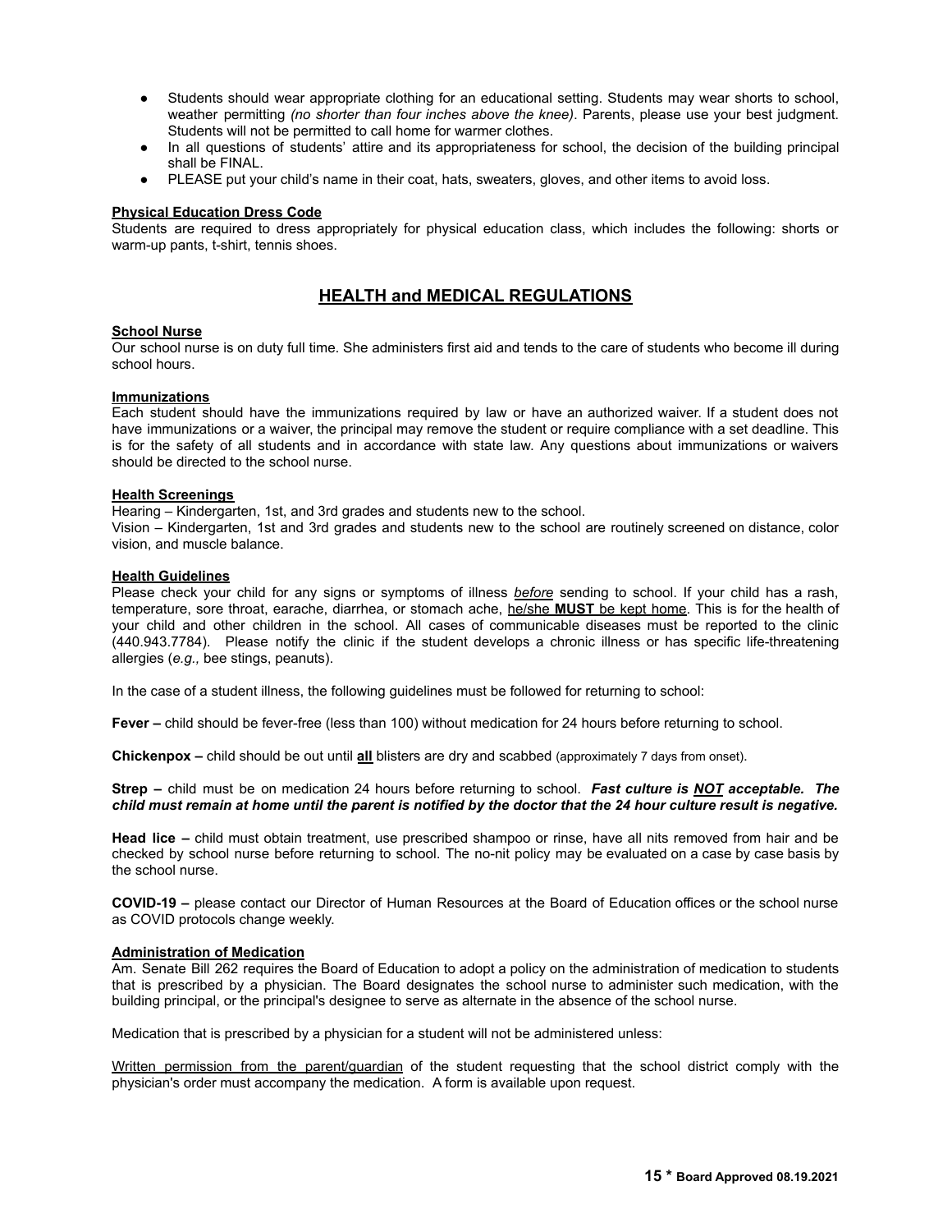- Students should wear appropriate clothing for an educational setting. Students may wear shorts to school, weather permitting *(no shorter than four inches above the knee)*. Parents, please use your best judgment. Students will not be permitted to call home for warmer clothes.
- In all questions of students' attire and its appropriateness for school, the decision of the building principal shall be FINAL.
- PLEASE put your child's name in their coat, hats, sweaters, gloves, and other items to avoid loss.

**Physical Education Dress Code**

Students are required to dress appropriately for physical education class, which includes the following: shorts or warm-up pants, t-shirt, tennis shoes.

## HEALTH and MEDICAL REGULATIONS

**School Nurse**

Our school nurse is on duty full time. She administers first aid and tends to the care of students who become ill during school hours.

**Immunizations**

Each student should have the immunizations required by law or have an authorized waiver. If a student does not have immunizations or a waiver, the principal may remove the student or require compliance with a set deadline. This is for the safety of all students and in accordance with state law. Any questions about immunizations or waivers should be directed to the school nurse.

**Health Screenings**

Hearing – Kindergarten, 1st, and 3rd grades and students new to the school.
Vision – Kindergarten, 1st and 3rd grades and students new to the school are routinely screened on distance, color vision, and muscle balance.

**Health Guidelines**

Please check your child for any signs or symptoms of illness *before* sending to school. If your child has a rash, temperature, sore throat, earache, diarrhea, or stomach ache, he/she **MUST** be kept home. This is for the health of your child and other children in the school. All cases of communicable diseases must be reported to the clinic (440.943.7784). Please notify the clinic if the student develops a chronic illness or has specific life-threatening allergies (*e.g.,* bee stings, peanuts).

In the case of a student illness, the following guidelines must be followed for returning to school:

**Fever –** child should be fever-free (less than 100) without medication for 24 hours before returning to school.

**Chickenpox –** child should be out until **all** blisters are dry and scabbed (approximately 7 days from onset).

**Strep –** child must be on medication 24 hours before returning to school. ***Fast culture is NOT acceptable. The child must remain at home until the parent is notified by the doctor that the 24 hour culture result is negative.***

**Head lice –** child must obtain treatment, use prescribed shampoo or rinse, have all nits removed from hair and be checked by school nurse before returning to school. The no-nit policy may be evaluated on a case by case basis by the school nurse.

**COVID-19 –** please contact our Director of Human Resources at the Board of Education offices or the school nurse as COVID protocols change weekly.

**Administration of Medication**

Am. Senate Bill 262 requires the Board of Education to adopt a policy on the administration of medication to students that is prescribed by a physician. The Board designates the school nurse to administer such medication, with the building principal, or the principal's designee to serve as alternate in the absence of the school nurse.

Medication that is prescribed by a physician for a student will not be administered unless:

Written permission from the parent/guardian of the student requesting that the school district comply with the physician's order must accompany the medication. A form is available upon request.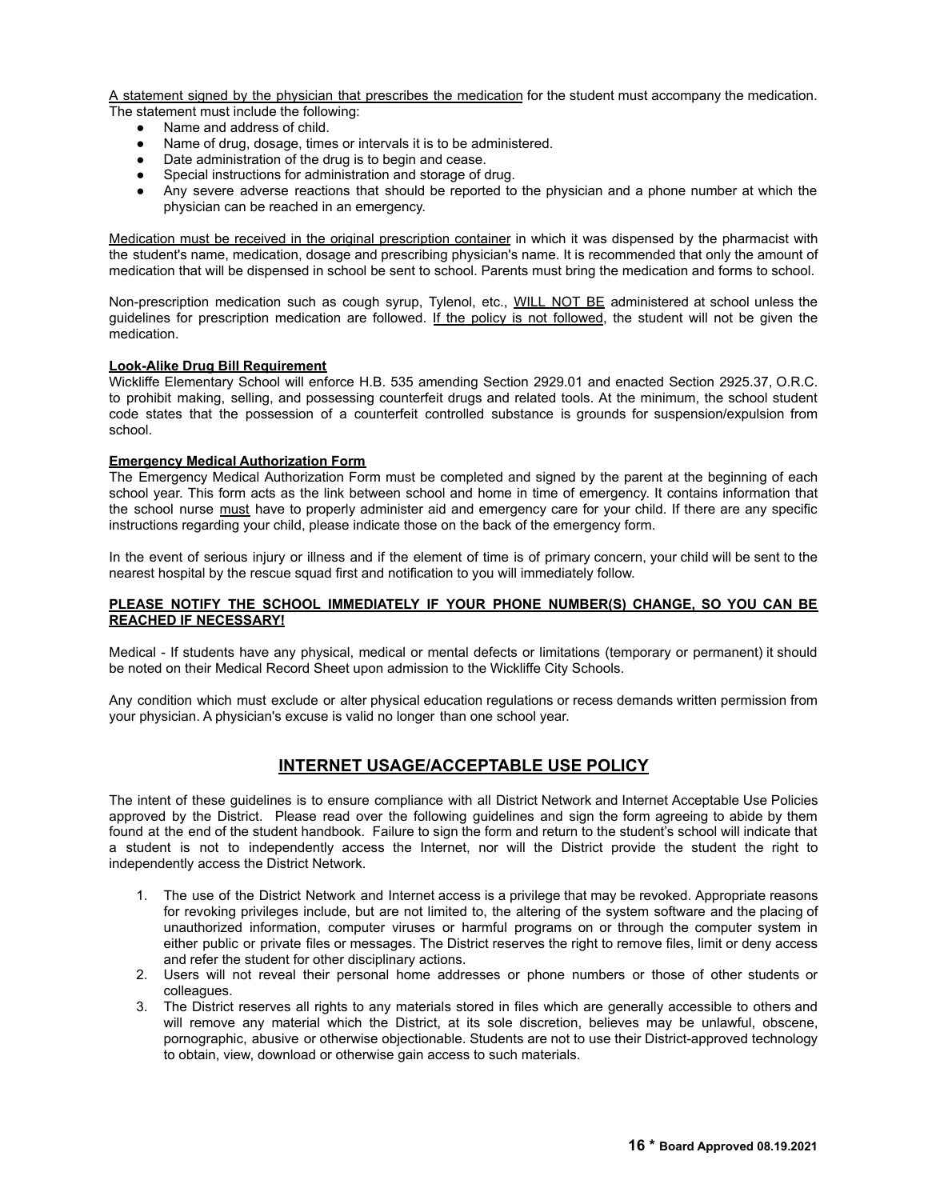A statement signed by the physician that prescribes the medication for the student must accompany the medication. The statement must include the following:

- Name and address of child.
- Name of drug, dosage, times or intervals it is to be administered.
- Date administration of the drug is to begin and cease.
- Special instructions for administration and storage of drug.
- Any severe adverse reactions that should be reported to the physician and a phone number at which the physician can be reached in an emergency.

Medication must be received in the original prescription container in which it was dispensed by the pharmacist with the student's name, medication, dosage and prescribing physician's name. It is recommended that only the amount of medication that will be dispensed in school be sent to school. Parents must bring the medication and forms to school.

Non-prescription medication such as cough syrup, Tylenol, etc., WILL NOT BE administered at school unless the guidelines for prescription medication are followed. If the policy is not followed, the student will not be given the medication.

**Look-Alike Drug Bill Requirement**

Wickliffe Elementary School will enforce H.B. 535 amending Section 2929.01 and enacted Section 2925.37, O.R.C. to prohibit making, selling, and possessing counterfeit drugs and related tools. At the minimum, the school student code states that the possession of a counterfeit controlled substance is grounds for suspension/expulsion from school.

**Emergency Medical Authorization Form**

The Emergency Medical Authorization Form must be completed and signed by the parent at the beginning of each school year. This form acts as the link between school and home in time of emergency. It contains information that the school nurse must have to properly administer aid and emergency care for your child. If there are any specific instructions regarding your child, please indicate those on the back of the emergency form.

In the event of serious injury or illness and if the element of time is of primary concern, your child will be sent to the nearest hospital by the rescue squad first and notification to you will immediately follow.

**PLEASE NOTIFY THE SCHOOL IMMEDIATELY IF YOUR PHONE NUMBER(S) CHANGE, SO YOU CAN BE REACHED IF NECESSARY!**

Medical - If students have any physical, medical or mental defects or limitations (temporary or permanent) it should be noted on their Medical Record Sheet upon admission to the Wickliffe City Schools.

Any condition which must exclude or alter physical education regulations or recess demands written permission from your physician. A physician's excuse is valid no longer than one school year.

## INTERNET USAGE/ACCEPTABLE USE POLICY

The intent of these guidelines is to ensure compliance with all District Network and Internet Acceptable Use Policies approved by the District. Please read over the following guidelines and sign the form agreeing to abide by them found at the end of the student handbook. Failure to sign the form and return to the student's school will indicate that a student is not to independently access the Internet, nor will the District provide the student the right to independently access the District Network.

1. The use of the District Network and Internet access is a privilege that may be revoked. Appropriate reasons for revoking privileges include, but are not limited to, the altering of the system software and the placing of unauthorized information, computer viruses or harmful programs on or through the computer system in either public or private files or messages. The District reserves the right to remove files, limit or deny access and refer the student for other disciplinary actions.
2. Users will not reveal their personal home addresses or phone numbers or those of other students or colleagues.
3. The District reserves all rights to any materials stored in files which are generally accessible to others and will remove any material which the District, at its sole discretion, believes may be unlawful, obscene, pornographic, abusive or otherwise objectionable. Students are not to use their District-approved technology to obtain, view, download or otherwise gain access to such materials.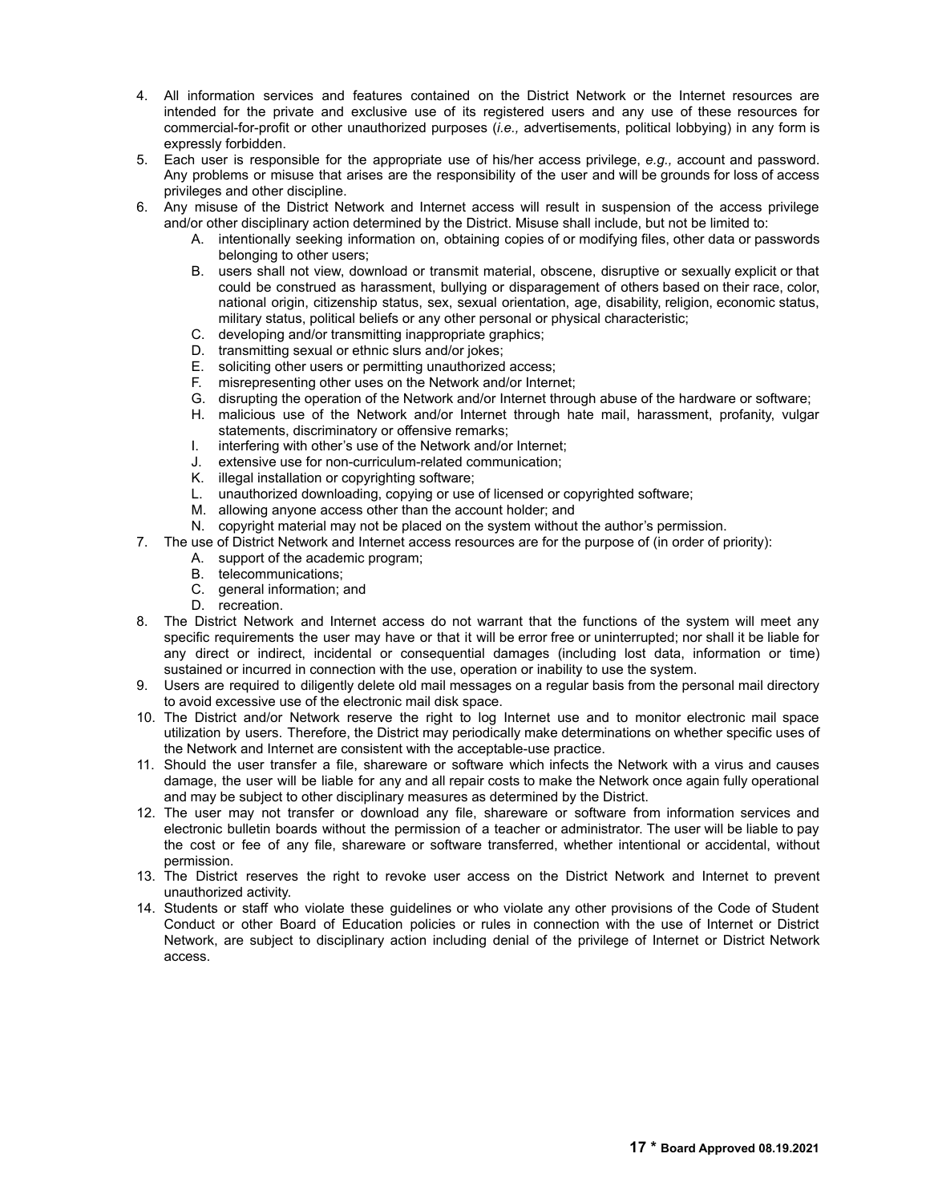4. All information services and features contained on the District Network or the Internet resources are intended for the private and exclusive use of its registered users and any use of these resources for commercial-for-profit or other unauthorized purposes (*i.e.,* advertisements, political lobbying) in any form is expressly forbidden.
5. Each user is responsible for the appropriate use of his/her access privilege, *e.g.,* account and password. Any problems or misuse that arises are the responsibility of the user and will be grounds for loss of access privileges and other discipline.
6. Any misuse of the District Network and Internet access will result in suspension of the access privilege and/or other disciplinary action determined by the District. Misuse shall include, but not be limited to:
   A. intentionally seeking information on, obtaining copies of or modifying files, other data or passwords belonging to other users;
   B. users shall not view, download or transmit material, obscene, disruptive or sexually explicit or that could be construed as harassment, bullying or disparagement of others based on their race, color, national origin, citizenship status, sex, sexual orientation, age, disability, religion, economic status, military status, political beliefs or any other personal or physical characteristic;
   C. developing and/or transmitting inappropriate graphics;
   D. transmitting sexual or ethnic slurs and/or jokes;
   E. soliciting other users or permitting unauthorized access;
   F. misrepresenting other uses on the Network and/or Internet;
   G. disrupting the operation of the Network and/or Internet through abuse of the hardware or software;
   H. malicious use of the Network and/or Internet through hate mail, harassment, profanity, vulgar statements, discriminatory or offensive remarks;
   I. interfering with other's use of the Network and/or Internet;
   J. extensive use for non-curriculum-related communication;
   K. illegal installation or copyrighting software;
   L. unauthorized downloading, copying or use of licensed or copyrighted software;
   M. allowing anyone access other than the account holder; and
   N. copyright material may not be placed on the system without the author's permission.
7. The use of District Network and Internet access resources are for the purpose of (in order of priority):
   A. support of the academic program;
   B. telecommunications;
   C. general information; and
   D. recreation.
8. The District Network and Internet access do not warrant that the functions of the system will meet any specific requirements the user may have or that it will be error free or uninterrupted; nor shall it be liable for any direct or indirect, incidental or consequential damages (including lost data, information or time) sustained or incurred in connection with the use, operation or inability to use the system.
9. Users are required to diligently delete old mail messages on a regular basis from the personal mail directory to avoid excessive use of the electronic mail disk space.
10. The District and/or Network reserve the right to log Internet use and to monitor electronic mail space utilization by users. Therefore, the District may periodically make determinations on whether specific uses of the Network and Internet are consistent with the acceptable-use practice.
11. Should the user transfer a file, shareware or software which infects the Network with a virus and causes damage, the user will be liable for any and all repair costs to make the Network once again fully operational and may be subject to other disciplinary measures as determined by the District.
12. The user may not transfer or download any file, shareware or software from information services and electronic bulletin boards without the permission of a teacher or administrator. The user will be liable to pay the cost or fee of any file, shareware or software transferred, whether intentional or accidental, without permission.
13. The District reserves the right to revoke user access on the District Network and Internet to prevent unauthorized activity.
14. Students or staff who violate these guidelines or who violate any other provisions of the Code of Student Conduct or other Board of Education policies or rules in connection with the use of Internet or District Network, are subject to disciplinary action including denial of the privilege of Internet or District Network access.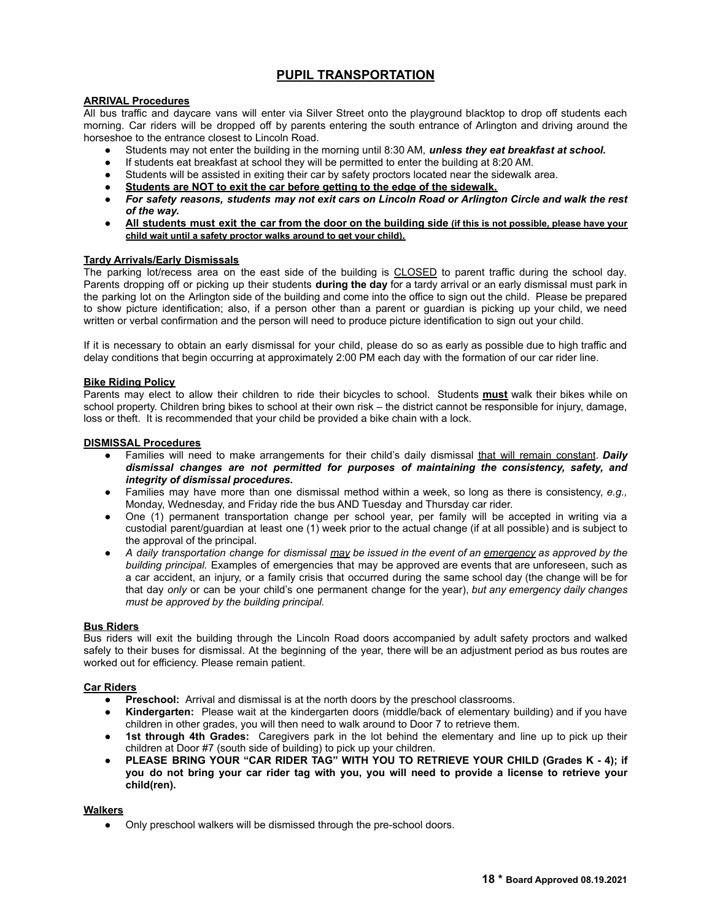# PUPIL TRANSPORTATION

**ARRIVAL Procedures**

All bus traffic and daycare vans will enter via Silver Street onto the playground blacktop to drop off students each morning. Car riders will be dropped off by parents entering the south entrance of Arlington and driving around the horseshoe to the entrance closest to Lincoln Road.

- Students may not enter the building in the morning until 8:30 AM, ***unless they eat breakfast at school.***
- If students eat breakfast at school they will be permitted to enter the building at 8:20 AM.
- Students will be assisted in exiting their car by safety proctors located near the sidewalk area.
- **Students are NOT to exit the car before getting to the edge of the sidewalk.**
- ***For safety reasons, students may not exit cars on Lincoln Road or Arlington Circle and walk the rest of the way.***
- **All students must exit the car from the door on the building side (if this is not possible, please have your child wait until a safety proctor walks around to get your child).**

**Tardy Arrivals/Early Dismissals**

The parking lot/recess area on the east side of the building is CLOSED to parent traffic during the school day. Parents dropping off or picking up their students **during the day** for a tardy arrival or an early dismissal must park in the parking lot on the Arlington side of the building and come into the office to sign out the child. Please be prepared to show picture identification; also, if a person other than a parent or guardian is picking up your child, we need written or verbal confirmation and the person will need to produce picture identification to sign out your child.

If it is necessary to obtain an early dismissal for your child, please do so as early as possible due to high traffic and delay conditions that begin occurring at approximately 2:00 PM each day with the formation of our car rider line.

**Bike Riding Policy**

Parents may elect to allow their children to ride their bicycles to school. Students **must** walk their bikes while on school property. Children bring bikes to school at their own risk – the district cannot be responsible for injury, damage, loss or theft. It is recommended that your child be provided a bike chain with a lock.

**DISMISSAL Procedures**

- Families will need to make arrangements for their child's daily dismissal that will remain constant. ***Daily dismissal changes are not permitted for purposes of maintaining the consistency, safety, and integrity of dismissal procedures.***
- Families may have more than one dismissal method within a week, so long as there is consistency, *e.g.,* Monday, Wednesday, and Friday ride the bus AND Tuesday and Thursday car rider.
- One (1) permanent transportation change per school year, per family will be accepted in writing via a custodial parent/guardian at least one (1) week prior to the actual change (if at all possible) and is subject to the approval of the principal.
- *A daily transportation change for dismissal may be issued in the event of an emergency as approved by the building principal.* Examples of emergencies that may be approved are events that are unforeseen, such as a car accident, an injury, or a family crisis that occurred during the same school day (the change will be for that day *only* or can be your child's one permanent change for the year), *but any emergency daily changes must be approved by the building principal.*

**Bus Riders**

Bus riders will exit the building through the Lincoln Road doors accompanied by adult safety proctors and walked safely to their buses for dismissal. At the beginning of the year, there will be an adjustment period as bus routes are worked out for efficiency. Please remain patient.

**Car Riders**

- **Preschool:** Arrival and dismissal is at the north doors by the preschool classrooms.
- **Kindergarten:** Please wait at the kindergarten doors (middle/back of elementary building) and if you have children in other grades, you will then need to walk around to Door 7 to retrieve them.
- **1st through 4th Grades:** Caregivers park in the lot behind the elementary and line up to pick up their children at Door #7 (south side of building) to pick up your children.
- **PLEASE BRING YOUR "CAR RIDER TAG" WITH YOU TO RETRIEVE YOUR CHILD (Grades K - 4); if you do not bring your car rider tag with you, you will need to provide a license to retrieve your child(ren).**

**Walkers**

- Only preschool walkers will be dismissed through the pre-school doors.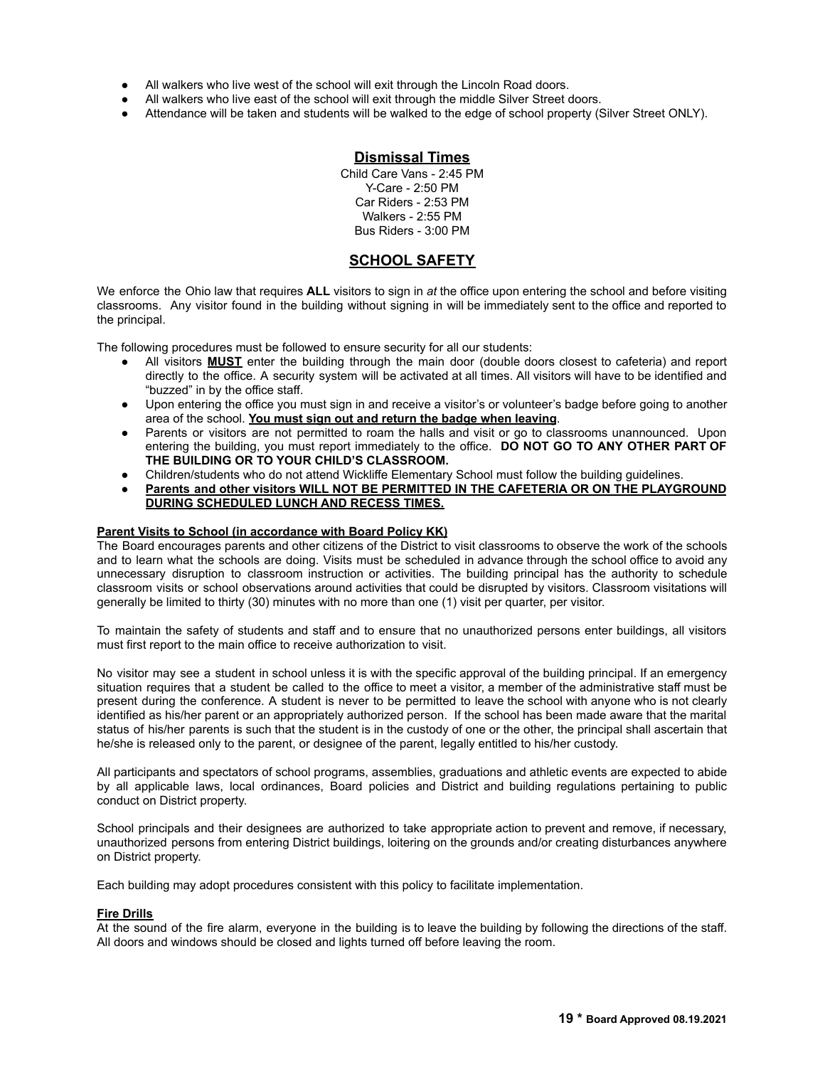- All walkers who live west of the school will exit through the Lincoln Road doors.
- All walkers who live east of the school will exit through the middle Silver Street doors.
- Attendance will be taken and students will be walked to the edge of school property (Silver Street ONLY).

## Dismissal Times

Child Care Vans - 2:45 PM
Y-Care - 2:50 PM
Car Riders - 2:53 PM
Walkers - 2:55 PM
Bus Riders - 3:00 PM

## SCHOOL SAFETY

We enforce the Ohio law that requires **ALL** visitors to sign in *at* the office upon entering the school and before visiting classrooms. Any visitor found in the building without signing in will be immediately sent to the office and reported to the principal.

The following procedures must be followed to ensure security for all our students:

- All visitors **MUST** enter the building through the main door (double doors closest to cafeteria) and report directly to the office. A security system will be activated at all times. All visitors will have to be identified and "buzzed" in by the office staff.
- Upon entering the office you must sign in and receive a visitor's or volunteer's badge before going to another area of the school. **You must sign out and return the badge when leaving**.
- Parents or visitors are not permitted to roam the halls and visit or go to classrooms unannounced. Upon entering the building, you must report immediately to the office. **DO NOT GO TO ANY OTHER PART OF THE BUILDING OR TO YOUR CHILD'S CLASSROOM.**
- Children/students who do not attend Wickliffe Elementary School must follow the building guidelines.
- **Parents and other visitors WILL NOT BE PERMITTED IN THE CAFETERIA OR ON THE PLAYGROUND DURING SCHEDULED LUNCH AND RECESS TIMES.**

### Parent Visits to School (in accordance with Board Policy KK)

The Board encourages parents and other citizens of the District to visit classrooms to observe the work of the schools and to learn what the schools are doing. Visits must be scheduled in advance through the school office to avoid any unnecessary disruption to classroom instruction or activities. The building principal has the authority to schedule classroom visits or school observations around activities that could be disrupted by visitors. Classroom visitations will generally be limited to thirty (30) minutes with no more than one (1) visit per quarter, per visitor.

To maintain the safety of students and staff and to ensure that no unauthorized persons enter buildings, all visitors must first report to the main office to receive authorization to visit.

No visitor may see a student in school unless it is with the specific approval of the building principal. If an emergency situation requires that a student be called to the office to meet a visitor, a member of the administrative staff must be present during the conference. A student is never to be permitted to leave the school with anyone who is not clearly identified as his/her parent or an appropriately authorized person. If the school has been made aware that the marital status of his/her parents is such that the student is in the custody of one or the other, the principal shall ascertain that he/she is released only to the parent, or designee of the parent, legally entitled to his/her custody.

All participants and spectators of school programs, assemblies, graduations and athletic events are expected to abide by all applicable laws, local ordinances, Board policies and District and building regulations pertaining to public conduct on District property.

School principals and their designees are authorized to take appropriate action to prevent and remove, if necessary, unauthorized persons from entering District buildings, loitering on the grounds and/or creating disturbances anywhere on District property.

Each building may adopt procedures consistent with this policy to facilitate implementation.

### Fire Drills

At the sound of the fire alarm, everyone in the building is to leave the building by following the directions of the staff. All doors and windows should be closed and lights turned off before leaving the room.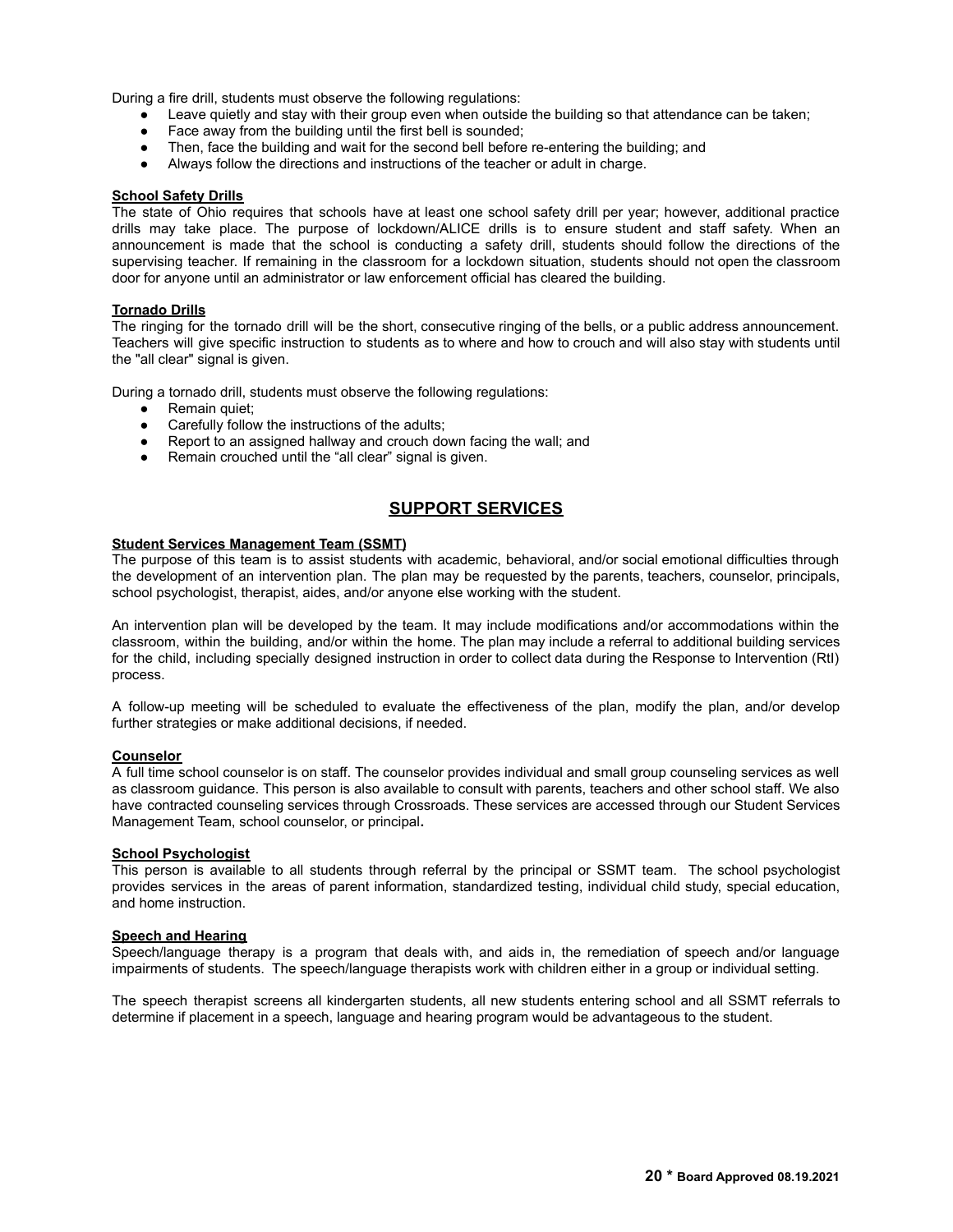During a fire drill, students must observe the following regulations:

- Leave quietly and stay with their group even when outside the building so that attendance can be taken;
- Face away from the building until the first bell is sounded;
- Then, face the building and wait for the second bell before re-entering the building; and
- Always follow the directions and instructions of the teacher or adult in charge.

**School Safety Drills**

The state of Ohio requires that schools have at least one school safety drill per year; however, additional practice drills may take place. The purpose of lockdown/ALICE drills is to ensure student and staff safety. When an announcement is made that the school is conducting a safety drill, students should follow the directions of the supervising teacher. If remaining in the classroom for a lockdown situation, students should not open the classroom door for anyone until an administrator or law enforcement official has cleared the building.

**Tornado Drills**

The ringing for the tornado drill will be the short, consecutive ringing of the bells, or a public address announcement. Teachers will give specific instruction to students as to where and how to crouch and will also stay with students until the "all clear" signal is given.

During a tornado drill, students must observe the following regulations:

- Remain quiet;
- Carefully follow the instructions of the adults;
- Report to an assigned hallway and crouch down facing the wall; and
- Remain crouched until the "all clear" signal is given.

## SUPPORT SERVICES

**Student Services Management Team (SSMT)**

The purpose of this team is to assist students with academic, behavioral, and/or social emotional difficulties through the development of an intervention plan. The plan may be requested by the parents, teachers, counselor, principals, school psychologist, therapist, aides, and/or anyone else working with the student.

An intervention plan will be developed by the team. It may include modifications and/or accommodations within the classroom, within the building, and/or within the home. The plan may include a referral to additional building services for the child, including specially designed instruction in order to collect data during the Response to Intervention (RtI) process.

A follow-up meeting will be scheduled to evaluate the effectiveness of the plan, modify the plan, and/or develop further strategies or make additional decisions, if needed.

**Counselor**

A full time school counselor is on staff. The counselor provides individual and small group counseling services as well as classroom guidance. This person is also available to consult with parents, teachers and other school staff. We also have contracted counseling services through Crossroads. These services are accessed through our Student Services Management Team, school counselor, or principal**.**

**School Psychologist**

This person is available to all students through referral by the principal or SSMT team. The school psychologist provides services in the areas of parent information, standardized testing, individual child study, special education, and home instruction.

**Speech and Hearing**

Speech/language therapy is a program that deals with, and aids in, the remediation of speech and/or language impairments of students. The speech/language therapists work with children either in a group or individual setting.

The speech therapist screens all kindergarten students, all new students entering school and all SSMT referrals to determine if placement in a speech, language and hearing program would be advantageous to the student.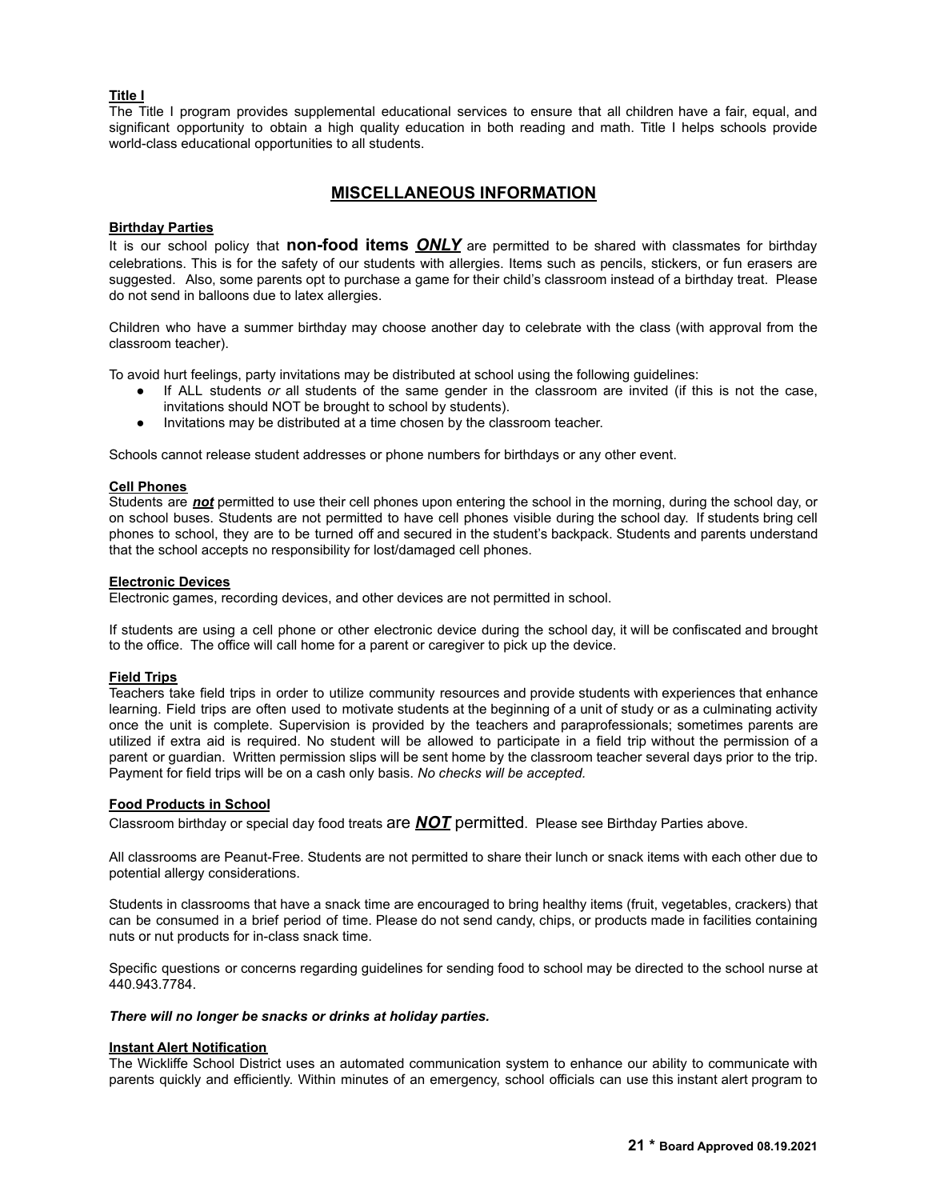**Title I**

The Title I program provides supplemental educational services to ensure that all children have a fair, equal, and significant opportunity to obtain a high quality education in both reading and math. Title I helps schools provide world-class educational opportunities to all students.

## MISCELLANEOUS INFORMATION

**Birthday Parties**

It is our school policy that **non-food items** ***ONLY*** are permitted to be shared with classmates for birthday celebrations. This is for the safety of our students with allergies. Items such as pencils, stickers, or fun erasers are suggested. Also, some parents opt to purchase a game for their child's classroom instead of a birthday treat. Please do not send in balloons due to latex allergies.

Children who have a summer birthday may choose another day to celebrate with the class (with approval from the classroom teacher).

To avoid hurt feelings, party invitations may be distributed at school using the following guidelines:

- If ALL students *or* all students of the same gender in the classroom are invited (if this is not the case, invitations should NOT be brought to school by students).
- Invitations may be distributed at a time chosen by the classroom teacher.

Schools cannot release student addresses or phone numbers for birthdays or any other event.

**Cell Phones**

Students are ***not*** permitted to use their cell phones upon entering the school in the morning, during the school day, or on school buses. Students are not permitted to have cell phones visible during the school day. If students bring cell phones to school, they are to be turned off and secured in the student's backpack. Students and parents understand that the school accepts no responsibility for lost/damaged cell phones.

**Electronic Devices**

Electronic games, recording devices, and other devices are not permitted in school.

If students are using a cell phone or other electronic device during the school day, it will be confiscated and brought to the office. The office will call home for a parent or caregiver to pick up the device.

**Field Trips**

Teachers take field trips in order to utilize community resources and provide students with experiences that enhance learning. Field trips are often used to motivate students at the beginning of a unit of study or as a culminating activity once the unit is complete. Supervision is provided by the teachers and paraprofessionals; sometimes parents are utilized if extra aid is required. No student will be allowed to participate in a field trip without the permission of a parent or guardian. Written permission slips will be sent home by the classroom teacher several days prior to the trip. Payment for field trips will be on a cash only basis. *No checks will be accepted.*

**Food Products in School**

Classroom birthday or special day food treats are ***NOT*** permitted. Please see Birthday Parties above.

All classrooms are Peanut-Free. Students are not permitted to share their lunch or snack items with each other due to potential allergy considerations.

Students in classrooms that have a snack time are encouraged to bring healthy items (fruit, vegetables, crackers) that can be consumed in a brief period of time. Please do not send candy, chips, or products made in facilities containing nuts or nut products for in-class snack time.

Specific questions or concerns regarding guidelines for sending food to school may be directed to the school nurse at 440.943.7784.

***There will no longer be snacks or drinks at holiday parties.***

**Instant Alert Notification**

The Wickliffe School District uses an automated communication system to enhance our ability to communicate with parents quickly and efficiently. Within minutes of an emergency, school officials can use this instant alert program to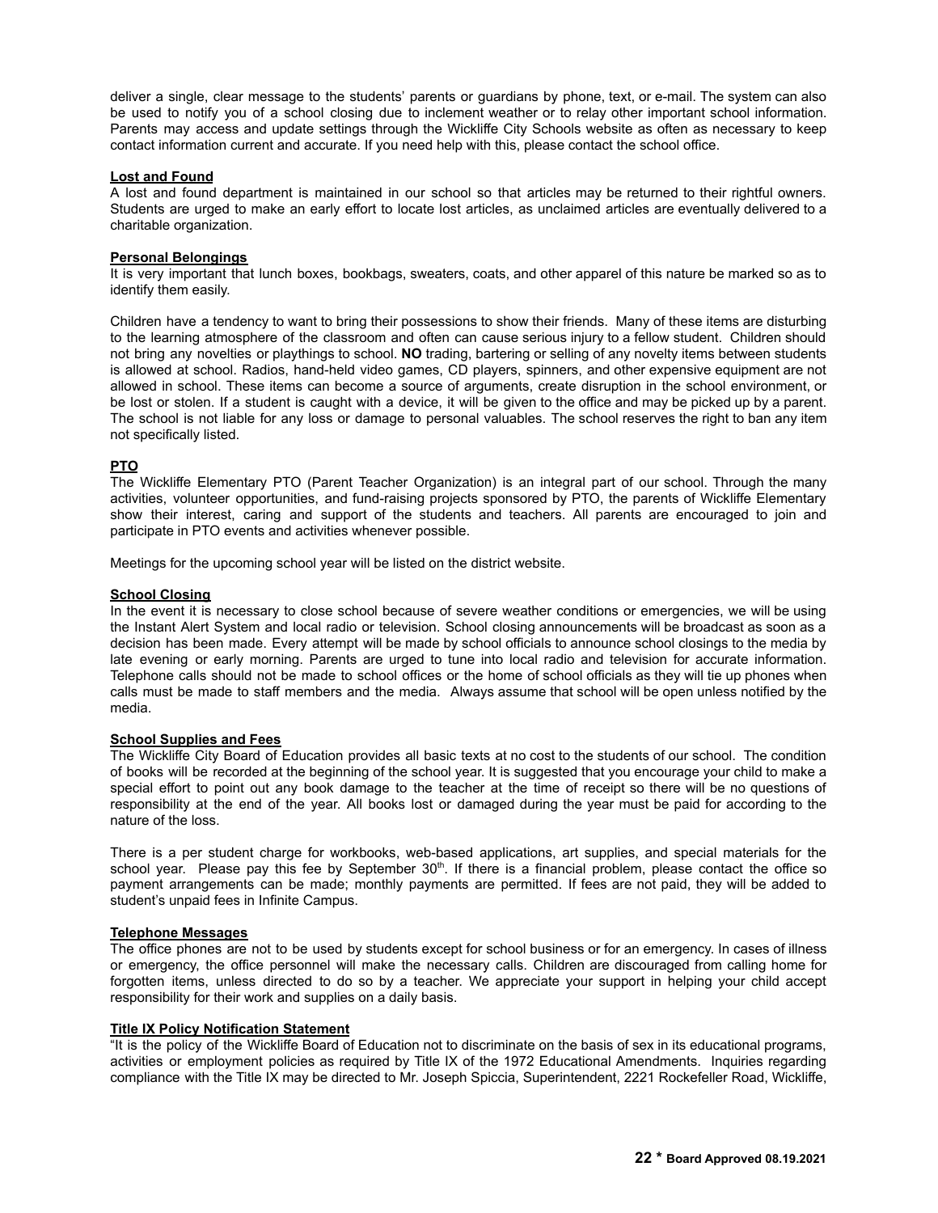deliver a single, clear message to the students' parents or guardians by phone, text, or e-mail. The system can also be used to notify you of a school closing due to inclement weather or to relay other important school information. Parents may access and update settings through the Wickliffe City Schools website as often as necessary to keep contact information current and accurate. If you need help with this, please contact the school office.

**Lost and Found**

A lost and found department is maintained in our school so that articles may be returned to their rightful owners. Students are urged to make an early effort to locate lost articles, as unclaimed articles are eventually delivered to a charitable organization.

**Personal Belongings**

It is very important that lunch boxes, bookbags, sweaters, coats, and other apparel of this nature be marked so as to identify them easily.

Children have a tendency to want to bring their possessions to show their friends. Many of these items are disturbing to the learning atmosphere of the classroom and often can cause serious injury to a fellow student. Children should not bring any novelties or playthings to school. **NO** trading, bartering or selling of any novelty items between students is allowed at school. Radios, hand-held video games, CD players, spinners, and other expensive equipment are not allowed in school. These items can become a source of arguments, create disruption in the school environment, or be lost or stolen. If a student is caught with a device, it will be given to the office and may be picked up by a parent. The school is not liable for any loss or damage to personal valuables. The school reserves the right to ban any item not specifically listed.

**PTO**

The Wickliffe Elementary PTO (Parent Teacher Organization) is an integral part of our school. Through the many activities, volunteer opportunities, and fund-raising projects sponsored by PTO, the parents of Wickliffe Elementary show their interest, caring and support of the students and teachers. All parents are encouraged to join and participate in PTO events and activities whenever possible.

Meetings for the upcoming school year will be listed on the district website.

**School Closing**

In the event it is necessary to close school because of severe weather conditions or emergencies, we will be using the Instant Alert System and local radio or television. School closing announcements will be broadcast as soon as a decision has been made. Every attempt will be made by school officials to announce school closings to the media by late evening or early morning. Parents are urged to tune into local radio and television for accurate information. Telephone calls should not be made to school offices or the home of school officials as they will tie up phones when calls must be made to staff members and the media. Always assume that school will be open unless notified by the media.

**School Supplies and Fees**

The Wickliffe City Board of Education provides all basic texts at no cost to the students of our school. The condition of books will be recorded at the beginning of the school year. It is suggested that you encourage your child to make a special effort to point out any book damage to the teacher at the time of receipt so there will be no questions of responsibility at the end of the year. All books lost or damaged during the year must be paid for according to the nature of the loss.

There is a per student charge for workbooks, web-based applications, art supplies, and special materials for the school year. Please pay this fee by September 30th. If there is a financial problem, please contact the office so payment arrangements can be made; monthly payments are permitted. If fees are not paid, they will be added to student's unpaid fees in Infinite Campus.

**Telephone Messages**

The office phones are not to be used by students except for school business or for an emergency. In cases of illness or emergency, the office personnel will make the necessary calls. Children are discouraged from calling home for forgotten items, unless directed to do so by a teacher. We appreciate your support in helping your child accept responsibility for their work and supplies on a daily basis.

**Title IX Policy Notification Statement**

"It is the policy of the Wickliffe Board of Education not to discriminate on the basis of sex in its educational programs, activities or employment policies as required by Title IX of the 1972 Educational Amendments. Inquiries regarding compliance with the Title IX may be directed to Mr. Joseph Spiccia, Superintendent, 2221 Rockefeller Road, Wickliffe,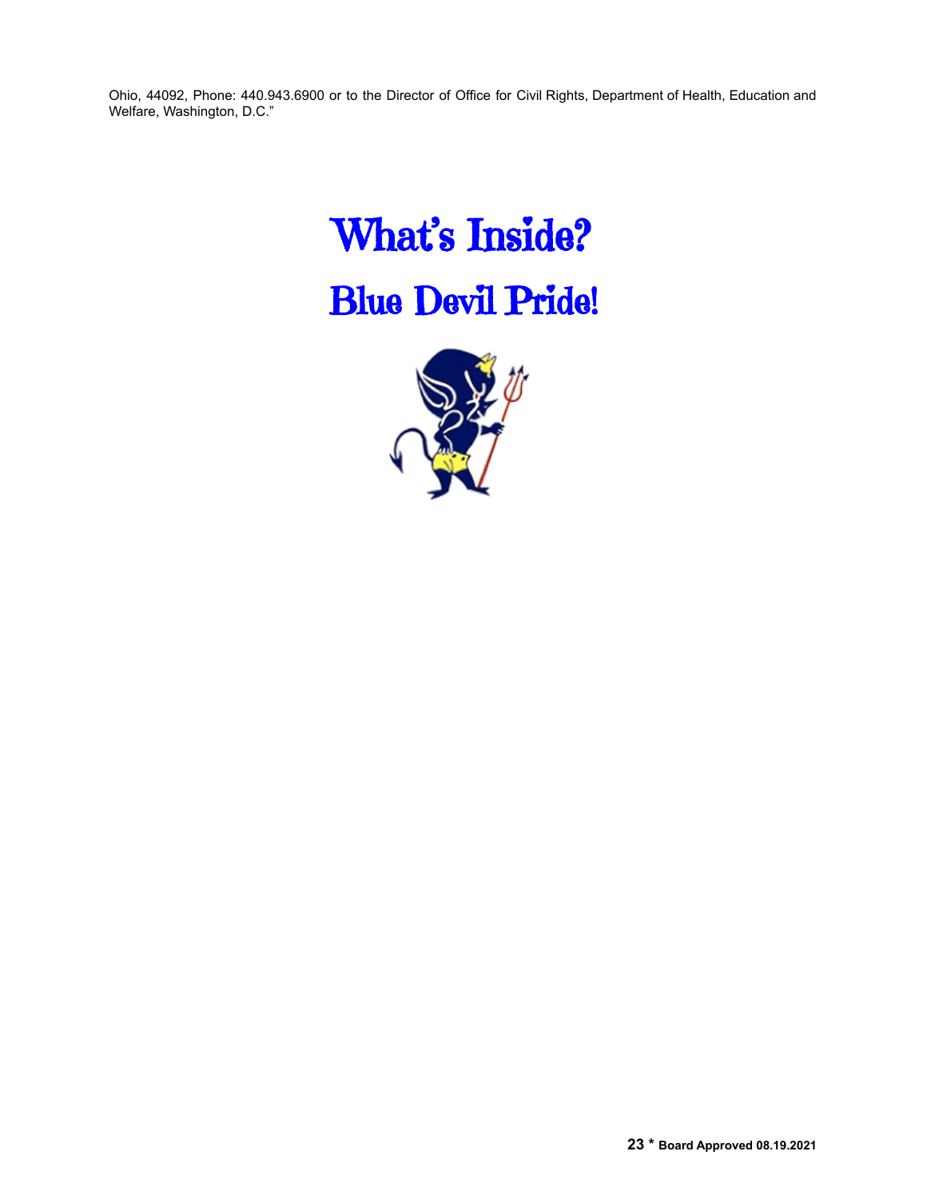Ohio, 44092, Phone: 440.943.6900 or to the Director of Office for Civil Rights, Department of Health, Education and Welfare, Washington, D.C."

# What's Inside?

## Blue Devil Pride!